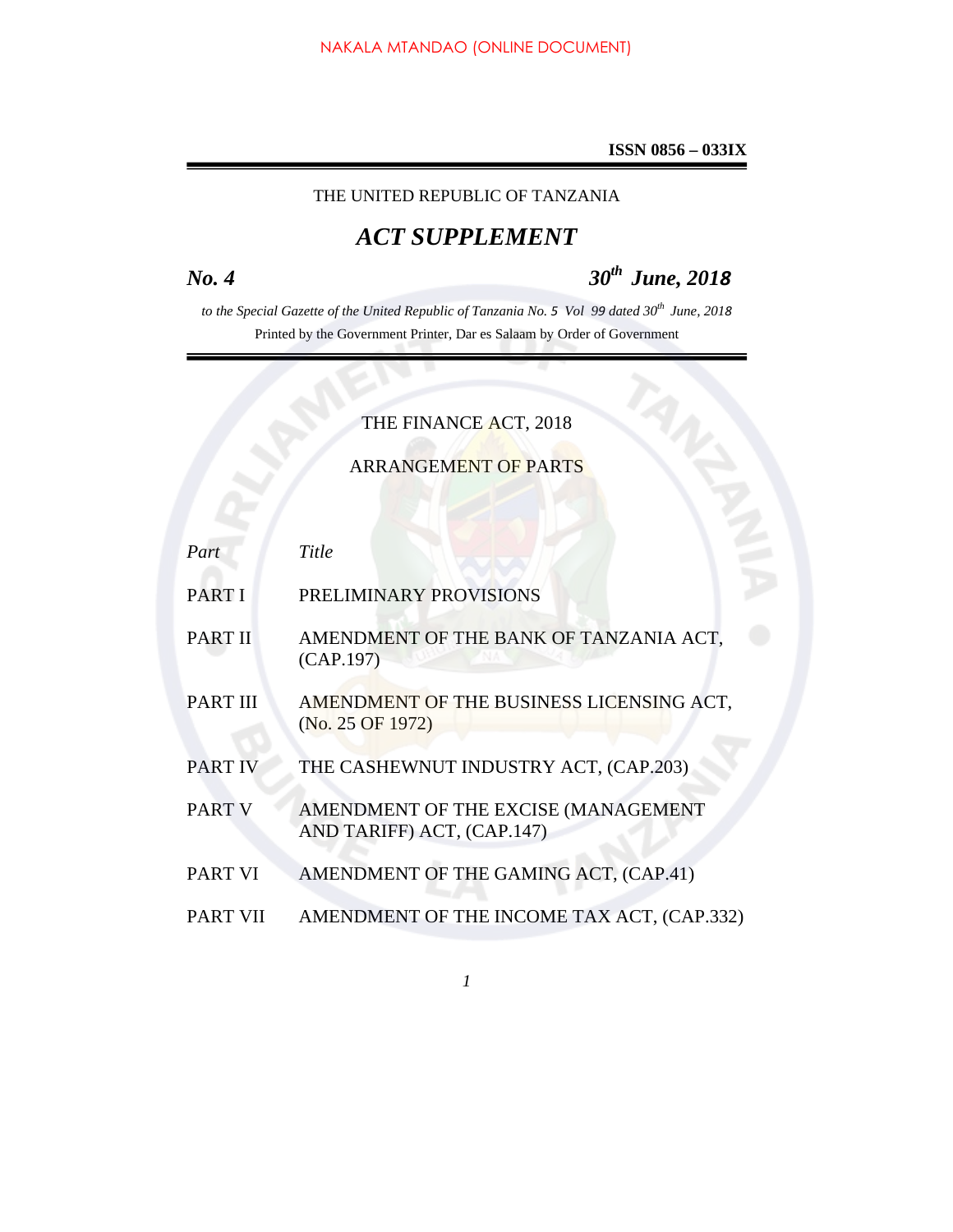NAKALA MTANDAO (ONLINE DOCUMENT)

**ISSN 0856 – 033IX**

THE UNITED REPUBLIC OF TANZANIA

# *ACT SUPPLEMENT*

***No. 4*** ***30th June, 2018***

*to the Special Gazette of the United Republic of Tanzania No. 5 Vol 99 dated 30th June, 2018*

Printed by the Government Printer, Dar es Salaam by Order of Government

## THE FINANCE ACT, 2018

### ARRANGEMENT OF PARTS

| *Part* | *Title* |
|---|---|
| PART I | PRELIMINARY PROVISIONS |
| PART II | AMENDMENT OF THE BANK OF TANZANIA ACT, (CAP.197) |
| PART III | AMENDMENT OF THE BUSINESS LICENSING ACT, (No. 25 OF 1972) |
| PART IV | THE CASHEWNUT INDUSTRY ACT, (CAP.203) |
| PART V | AMENDMENT OF THE EXCISE (MANAGEMENT AND TARIFF) ACT, (CAP.147) |
| PART VI | AMENDMENT OF THE GAMING ACT, (CAP.41) |
| PART VII | AMENDMENT OF THE INCOME TAX ACT, (CAP.332) |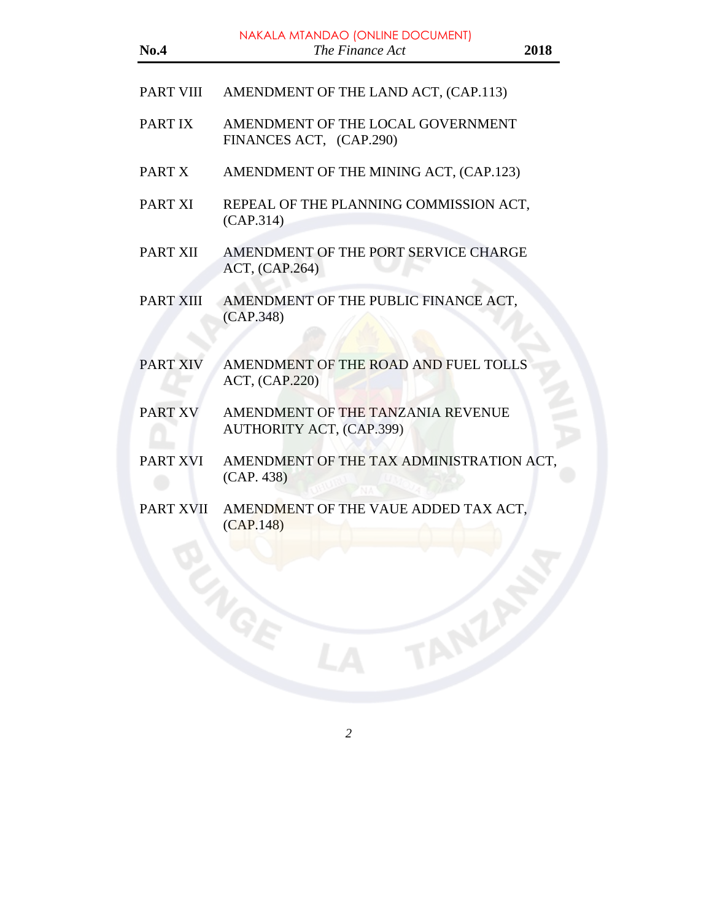| | |
|---|---|
| PART VIII | AMENDMENT OF THE LAND ACT, (CAP.113) |
| PART IX | AMENDMENT OF THE LOCAL GOVERNMENT FINANCES ACT, (CAP.290) |
| PART X | AMENDMENT OF THE MINING ACT, (CAP.123) |
| PART XI | REPEAL OF THE PLANNING COMMISSION ACT, (CAP.314) |
| PART XII | AMENDMENT OF THE PORT SERVICE CHARGE ACT, (CAP.264) |
| PART XIII | AMENDMENT OF THE PUBLIC FINANCE ACT, (CAP.348) |
| PART XIV | AMENDMENT OF THE ROAD AND FUEL TOLLS ACT, (CAP.220) |
| PART XV | AMENDMENT OF THE TANZANIA REVENUE AUTHORITY ACT, (CAP.399) |
| PART XVI | AMENDMENT OF THE TAX ADMINISTRATION ACT, (CAP. 438) |
| PART XVII | AMENDMENT OF THE VAUE ADDED TAX ACT, (CAP.148) |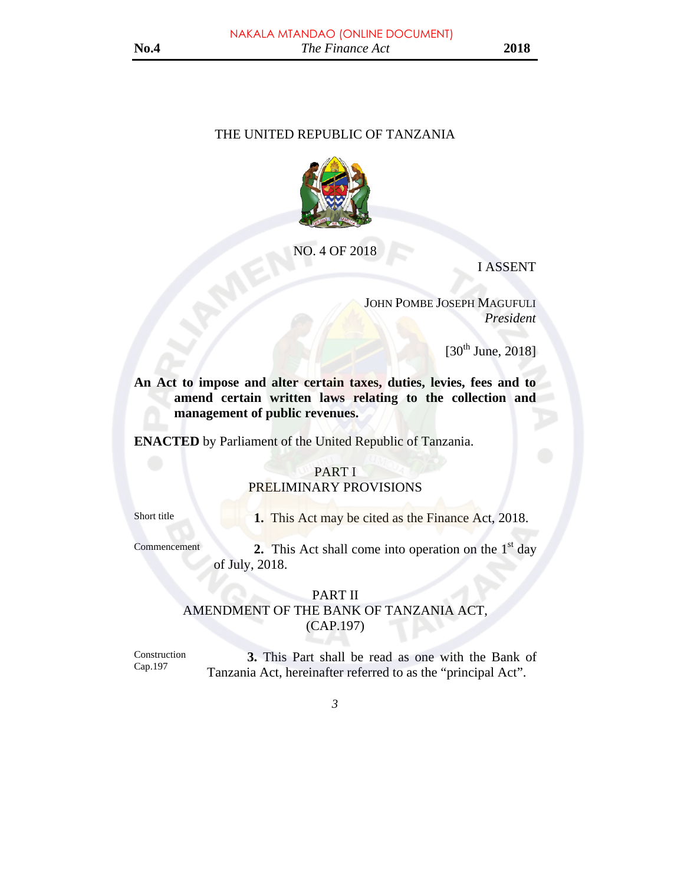THE UNITED REPUBLIC OF TANZANIA

NO. 4 OF 2018

I ASSENT

JOHN POMBE JOSEPH MAGUFULI
*President*

[30th June, 2018]

**An Act to impose and alter certain taxes, duties, levies, fees and to amend certain written laws relating to the collection and management of public revenues.**

**ENACTED** by Parliament of the United Republic of Tanzania.

## PART I
## PRELIMINARY PROVISIONS

Short title

**1.** This Act may be cited as the Finance Act, 2018.

Commencement

**2.** This Act shall come into operation on the 1st day of July, 2018.

## PART II
## AMENDMENT OF THE BANK OF TANZANIA ACT, (CAP.197)

Construction
Cap.197

**3.** This Part shall be read as one with the Bank of Tanzania Act, hereinafter referred to as the "principal Act".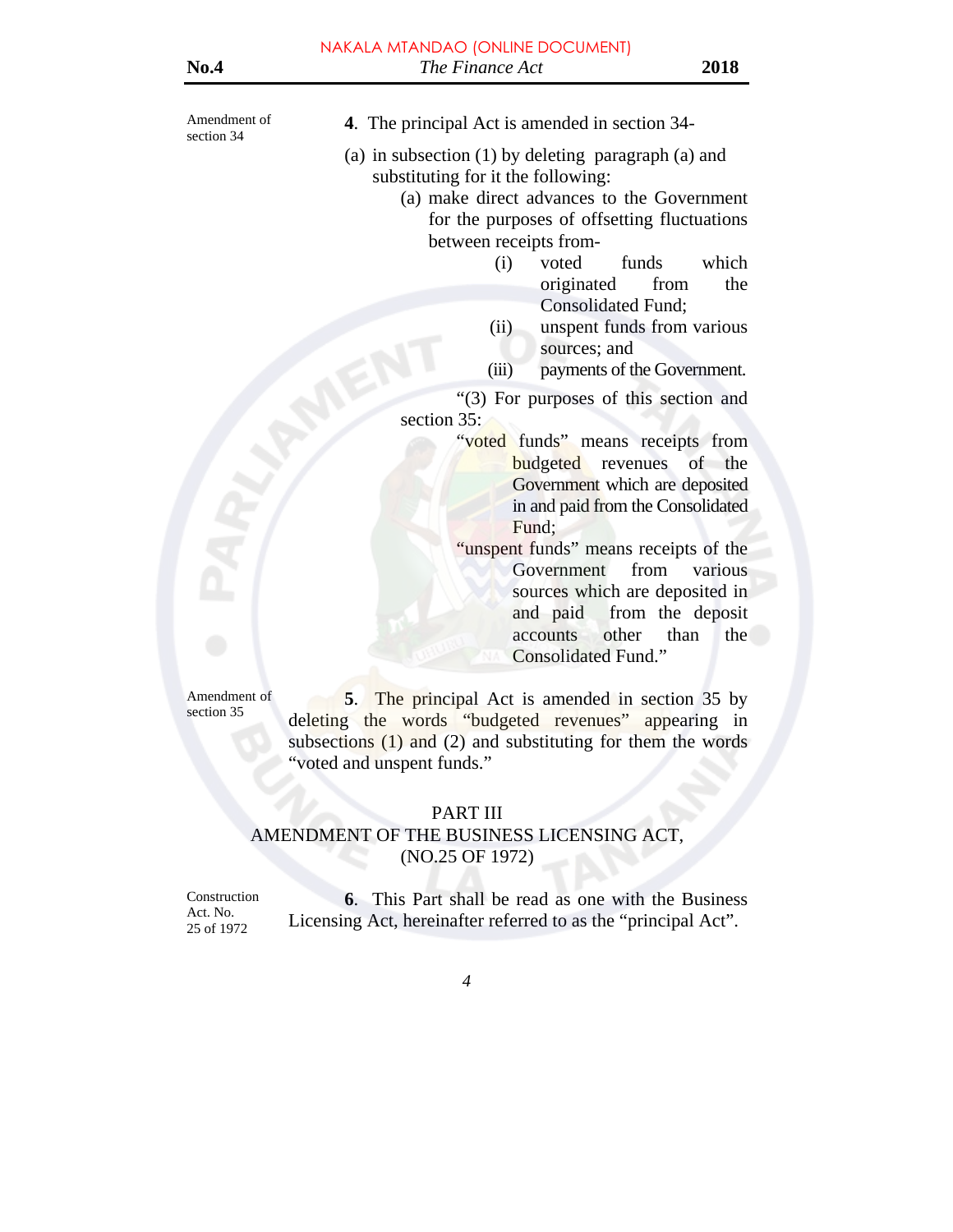Amendment of section 34

**4**. The principal Act is amended in section 34-

(a) in subsection (1) by deleting paragraph (a) and substituting for it the following:

> (a) make direct advances to the Government for the purposes of offsetting fluctuations between receipts from-
>
> (i) voted funds which originated from the Consolidated Fund;
>
> (ii) unspent funds from various sources; and
>
> (iii) payments of the Government.
>
> "(3) For purposes of this section and section 35:
>
> "voted funds" means receipts from budgeted revenues of the Government which are deposited in and paid from the Consolidated Fund;
>
> "unspent funds" means receipts of the Government from various sources which are deposited in and paid from the deposit accounts other than the Consolidated Fund."

Amendment of section 35

**5**. The principal Act is amended in section 35 by deleting the words "budgeted revenues" appearing in subsections (1) and (2) and substituting for them the words "voted and unspent funds."

## PART III
## AMENDMENT OF THE BUSINESS LICENSING ACT, (NO.25 OF 1972)

Construction Act. No. 25 of 1972

**6**. This Part shall be read as one with the Business Licensing Act, hereinafter referred to as the "principal Act".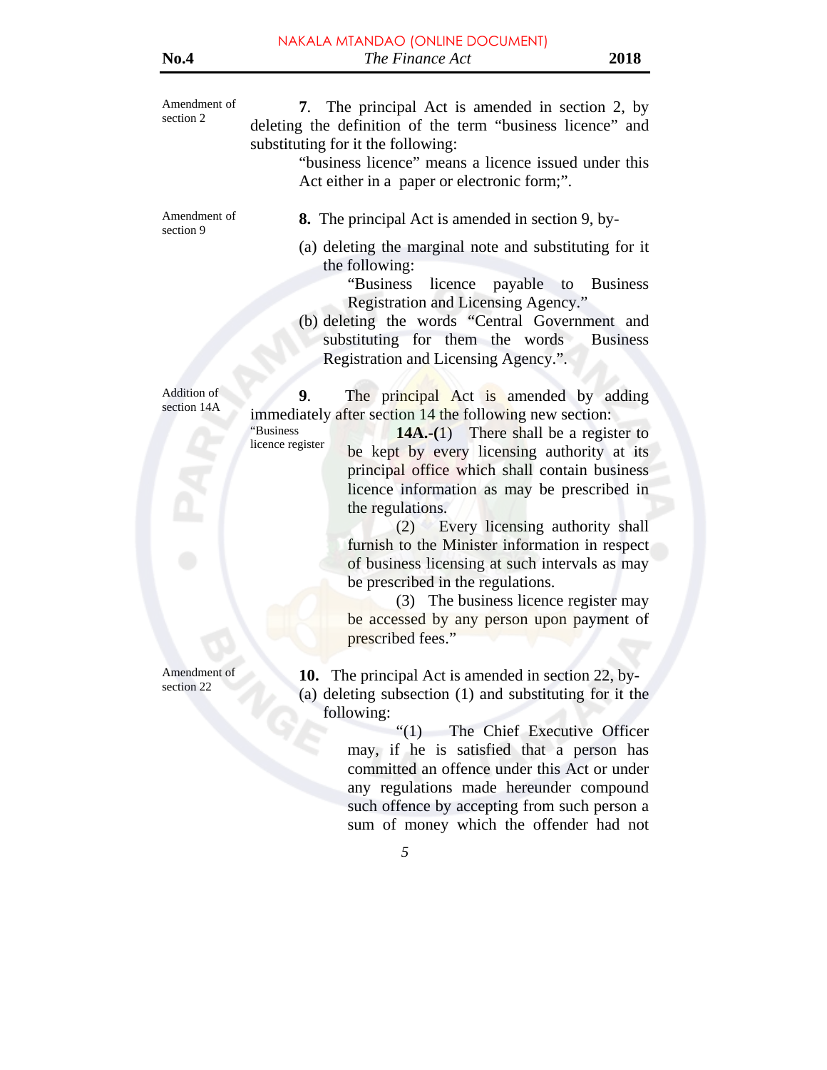Amendment of section 2

**7**. The principal Act is amended in section 2, by deleting the definition of the term "business licence" and substituting for it the following:

"business licence" means a licence issued under this Act either in a paper or electronic form;".

Amendment of section 9

**8.** The principal Act is amended in section 9, by-

(a) deleting the marginal note and substituting for it the following:

"Business licence payable to Business Registration and Licensing Agency."

(b) deleting the words "Central Government and substituting for them the words Business Registration and Licensing Agency.".

Addition of section 14A

**9**. The principal Act is amended by adding immediately after section 14 the following new section:

"Business licence register

**14A.-(1)** There shall be a register to be kept by every licensing authority at its principal office which shall contain business licence information as may be prescribed in the regulations.

(2) Every licensing authority shall furnish to the Minister information in respect of business licensing at such intervals as may be prescribed in the regulations.

(3) The business licence register may be accessed by any person upon payment of prescribed fees."

Amendment of section 22

**10.** The principal Act is amended in section 22, by-

(a) deleting subsection (1) and substituting for it the following:

"(1) The Chief Executive Officer may, if he is satisfied that a person has committed an offence under this Act or under any regulations made hereunder compound such offence by accepting from such person a sum of money which the offender had not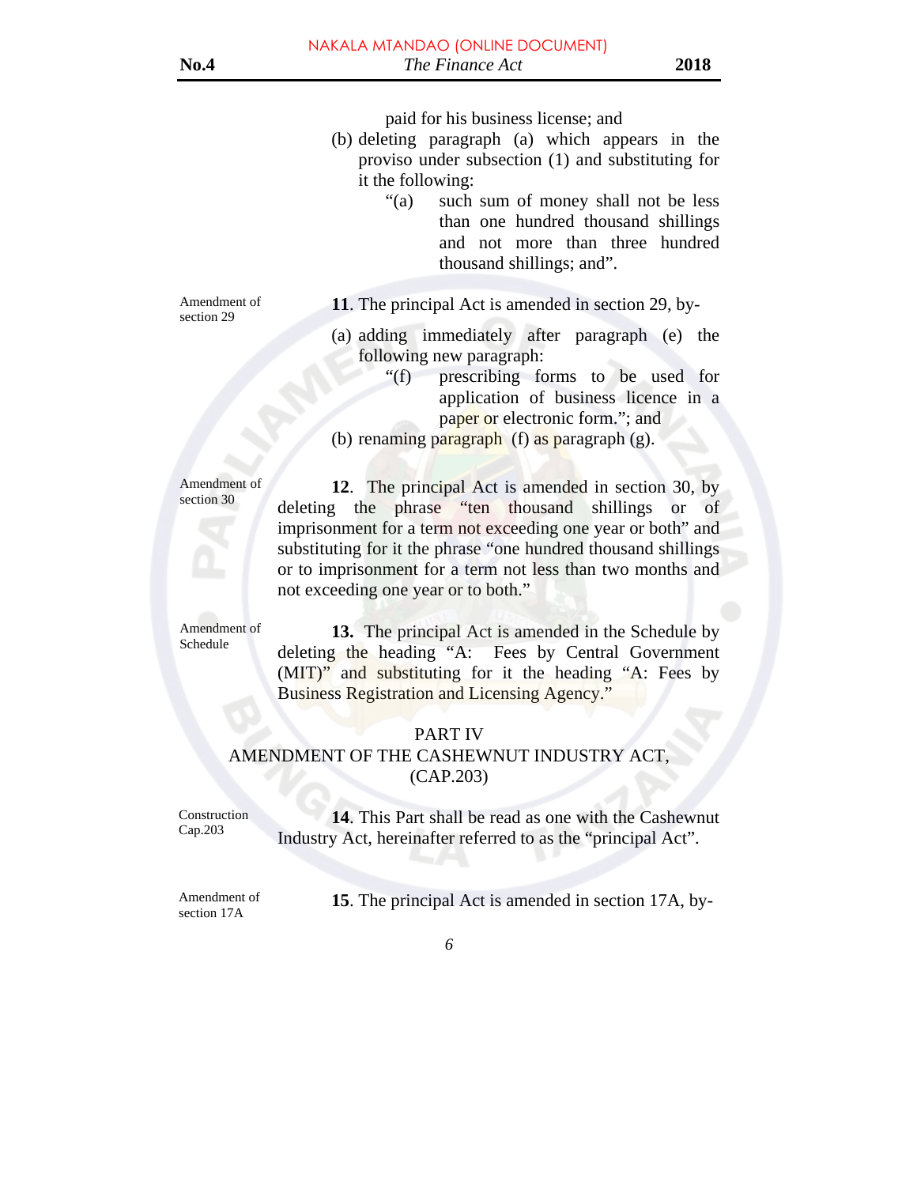paid for his business license; and

(b) deleting paragraph (a) which appears in the proviso under subsection (1) and substituting for it the following:

"(a) such sum of money shall not be less than one hundred thousand shillings and not more than three hundred thousand shillings; and".

Amendment of section 29

**11**. The principal Act is amended in section 29, by-

(a) adding immediately after paragraph (e) the following new paragraph:

"(f) prescribing forms to be used for application of business licence in a paper or electronic form."; and

(b) renaming paragraph (f) as paragraph (g).

Amendment of section 30

**12**. The principal Act is amended in section 30, by deleting the phrase "ten thousand shillings or of imprisonment for a term not exceeding one year or both" and substituting for it the phrase "one hundred thousand shillings or to imprisonment for a term not less than two months and not exceeding one year or to both."

Amendment of Schedule

**13.** The principal Act is amended in the Schedule by deleting the heading "A: Fees by Central Government (MIT)" and substituting for it the heading "A: Fees by Business Registration and Licensing Agency."

## PART IV
## AMENDMENT OF THE CASHEWNUT INDUSTRY ACT, (CAP.203)

Construction Cap.203

**14**. This Part shall be read as one with the Cashewnut Industry Act, hereinafter referred to as the "principal Act".

Amendment of section 17A

**15**. The principal Act is amended in section 17A, by-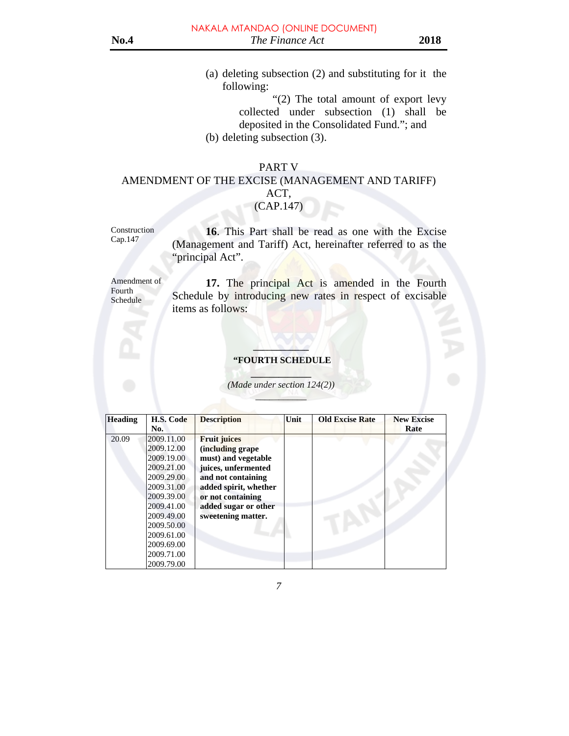(a) deleting subsection (2) and substituting for it the following:

"(2) The total amount of export levy collected under subsection (1) shall be deposited in the Consolidated Fund."; and

(b) deleting subsection (3).

## PART V
## AMENDMENT OF THE EXCISE (MANAGEMENT AND TARIFF) ACT, (CAP.147)

Construction Cap.147

**16**. This Part shall be read as one with the Excise (Management and Tariff) Act, hereinafter referred to as the "principal Act".

Amendment of Fourth Schedule

**17.** The principal Act is amended in the Fourth Schedule by introducing new rates in respect of excisable items as follows:

**"FOURTH SCHEDULE**

*(Made under section 124(2))*

| Heading | H.S. Code No. | Description | Unit | Old Excise Rate | New Excise Rate |
|---|---|---|---|---|---|
| 20.09 | 2009.11.00<br>2009.12.00<br>2009.19.00<br>2009.21.00<br>2009.29.00<br>2009.31.00<br>2009.39.00<br>2009.41.00<br>2009.49.00<br>2009.50.00<br>2009.61.00<br>2009.69.00<br>2009.71.00<br>2009.79.00 | **Fruit juices (including grape must) and vegetable juices, unfermented and not containing added spirit, whether or not containing added sugar or other sweetening matter.** | | | |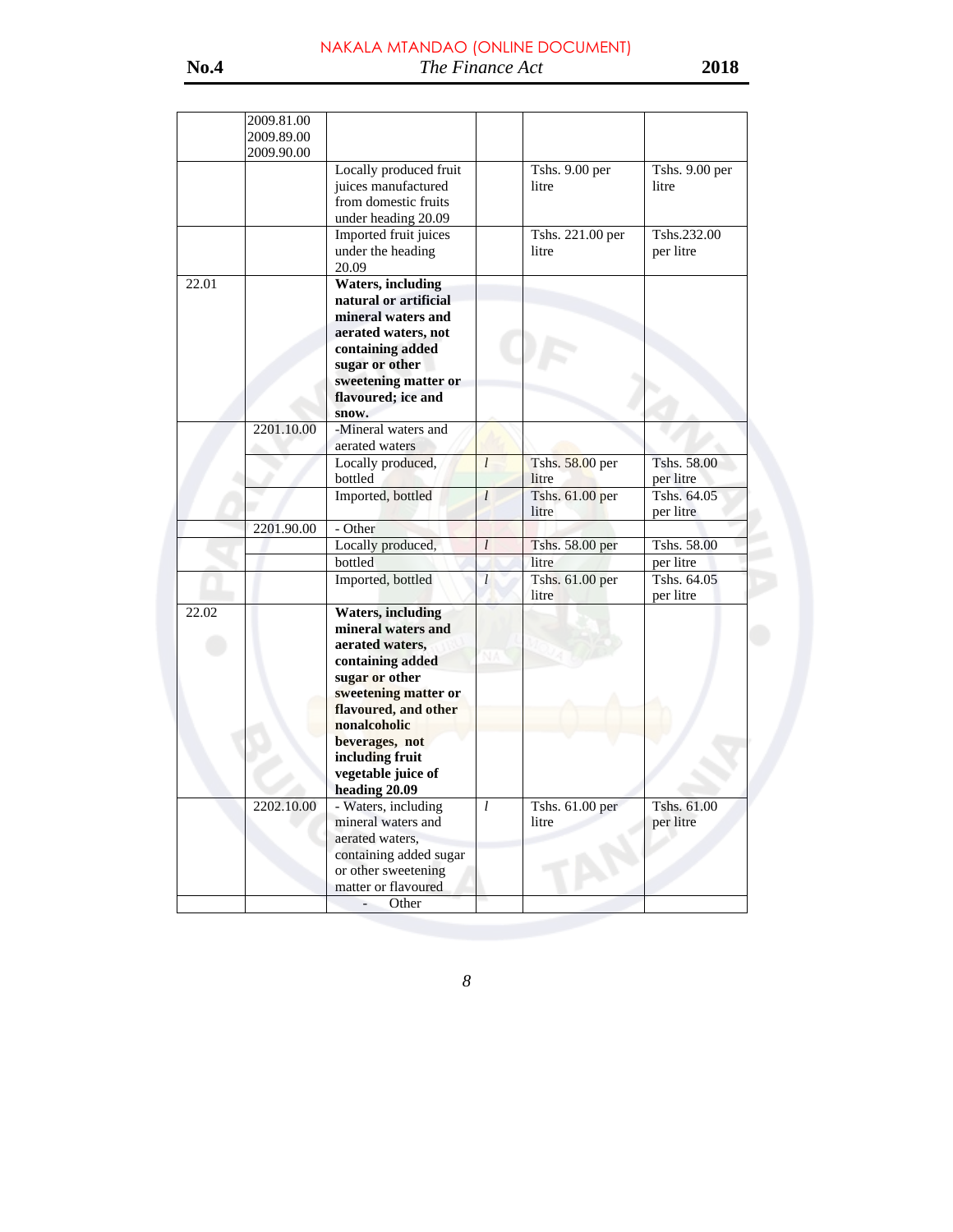| | | | | | |
|---|---|---|---|---|---|
| | 2009.81.00 2009.89.00 2009.90.00 | | | | |
| | | Locally produced fruit juices manufactured from domestic fruits under heading 20.09 | | Tshs. 9.00 per litre | Tshs. 9.00 per litre |
| | | Imported fruit juices under the heading 20.09 | | Tshs. 221.00 per litre | Tshs.232.00 per litre |
| 22.01 | | **Waters, including natural or artificial mineral waters and aerated waters, not containing added sugar or other sweetening matter or flavoured; ice and snow.** | | | |
| | 2201.10.00 | -Mineral waters and aerated waters | | | |
| | | Locally produced, bottled | l | Tshs. 58.00 per litre | Tshs. 58.00 per litre |
| | | Imported, bottled | l | Tshs. 61.00 per litre | Tshs. 64.05 per litre |
| | 2201.90.00 | - Other | | | |
| | | Locally produced, bottled | l | Tshs. 58.00 per litre | Tshs. 58.00 per litre |
| | | Imported, bottled | l | Tshs. 61.00 per litre | Tshs. 64.05 per litre |
| 22.02 | | **Waters, including mineral waters and aerated waters, containing added sugar or other sweetening matter or flavoured, and other nonalcoholic beverages, not including fruit vegetable juice of heading 20.09** | | | |
| | 2202.10.00 | - Waters, including mineral waters and aerated waters, containing added sugar or other sweetening matter or flavoured | l | Tshs. 61.00 per litre | Tshs. 61.00 per litre |
| | | - Other | | | |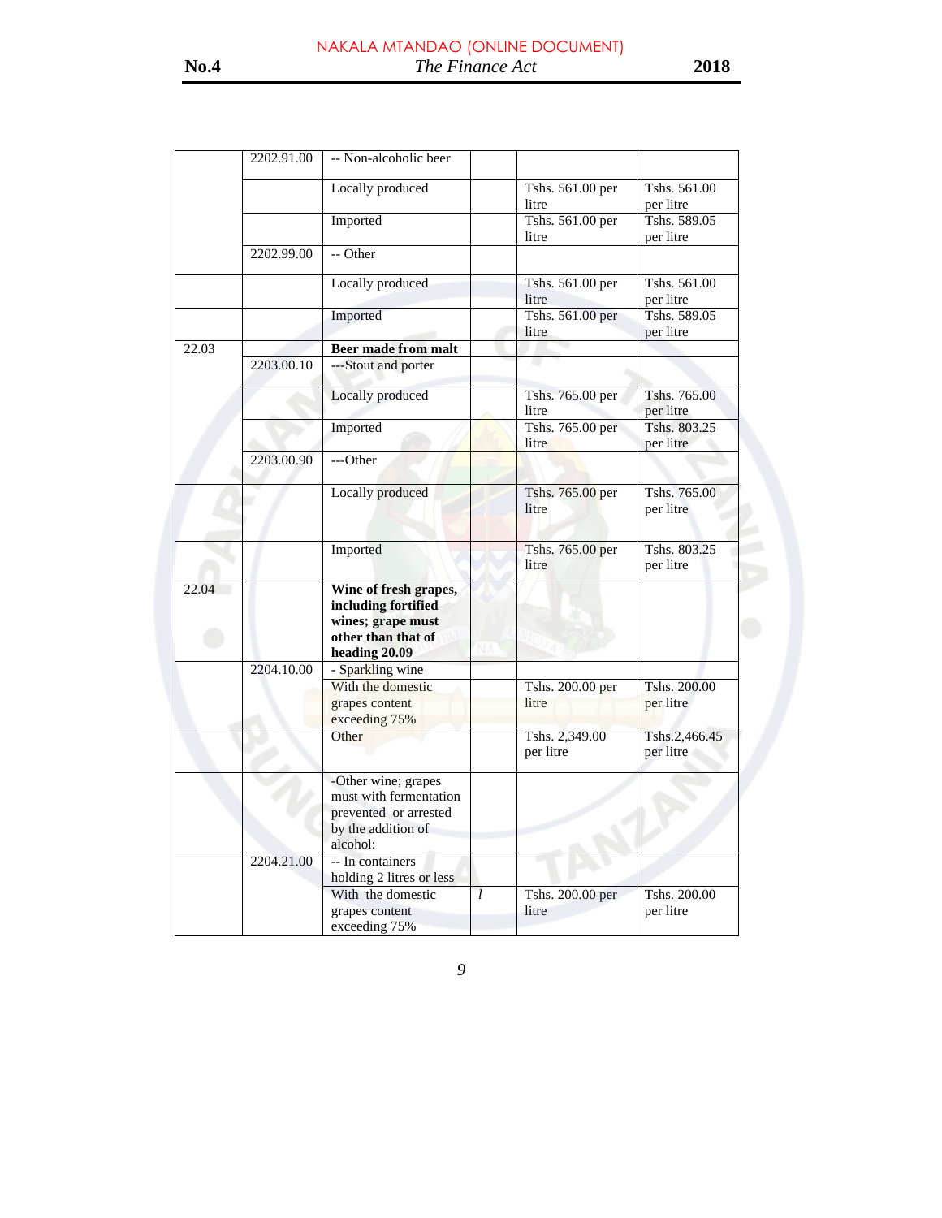| | | | | | |
|---|---|---|---|---|---|
| | 2202.91.00 | -- Non-alcoholic beer | | | |
| | | Locally produced | | Tshs. 561.00 per litre | Tshs. 561.00 per litre |
| | | Imported | | Tshs. 561.00 per litre | Tshs. 589.05 per litre |
| | 2202.99.00 | -- Other | | | |
| | | Locally produced | | Tshs. 561.00 per litre | Tshs. 561.00 per litre |
| | | Imported | | Tshs. 561.00 per litre | Tshs. 589.05 per litre |
| 22.03 | | **Beer made from malt** | | | |
| | 2203.00.10 | ---Stout and porter | | | |
| | | Locally produced | | Tshs. 765.00 per litre | Tshs. 765.00 per litre |
| | | Imported | | Tshs. 765.00 per litre | Tshs. 803.25 per litre |
| | 2203.00.90 | ---Other | | | |
| | | Locally produced | | Tshs. 765.00 per litre | Tshs. 765.00 per litre |
| | | Imported | | Tshs. 765.00 per litre | Tshs. 803.25 per litre |
| 22.04 | | **Wine of fresh grapes, including fortified wines; grape must other than that of heading 20.09** | | | |
| | 2204.10.00 | - Sparkling wine | | | |
| | | With the domestic grapes content exceeding 75% | | Tshs. 200.00 per litre | Tshs. 200.00 per litre |
| | | Other | | Tshs. 2,349.00 per litre | Tshs.2,466.45 per litre |
| | | -Other wine; grapes must with fermentation prevented or arrested by the addition of alcohol: | | | |
| | 2204.21.00 | -- In containers holding 2 litres or less | | | |
| | | With the domestic grapes content exceeding 75% | l | Tshs. 200.00 per litre | Tshs. 200.00 per litre |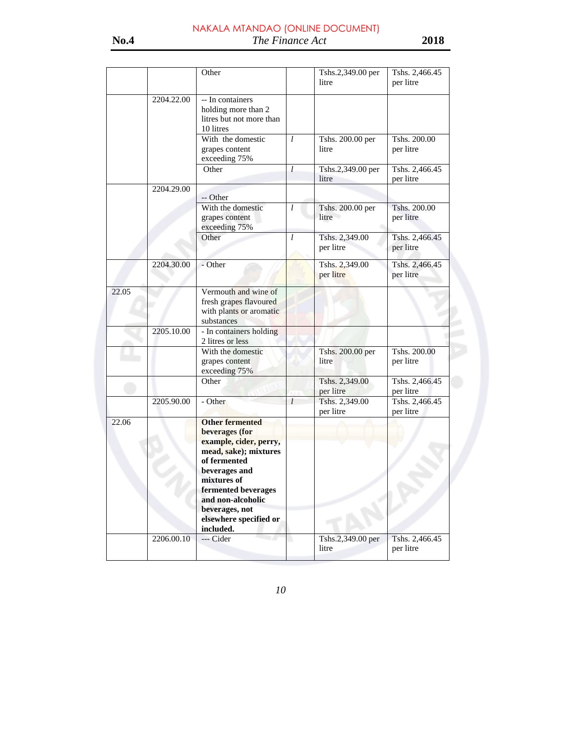| | | | | | |
|---|---|---|---|---|---|
| | | Other | | Tshs.2,349.00 per litre | Tshs. 2,466.45 per litre |
| | 2204.22.00 | -- In containers holding more than 2 litres but not more than 10 litres | | | |
| | | With the domestic grapes content exceeding 75% | l | Tshs. 200.00 per litre | Tshs. 200.00 per litre |
| | | Other | l | Tshs.2,349.00 per litre | Tshs. 2,466.45 per litre |
| | 2204.29.00 | -- Other | | | |
| | | With the domestic grapes content exceeding 75% | l | Tshs. 200.00 per litre | Tshs. 200.00 per litre |
| | | Other | l | Tshs. 2,349.00 per litre | Tshs. 2,466.45 per litre |
| | 2204.30.00 | - Other | | Tshs. 2,349.00 per litre | Tshs. 2,466.45 per litre |
| 22.05 | | Vermouth and wine of fresh grapes flavoured with plants or aromatic substances | | | |
| | 2205.10.00 | - In containers holding 2 litres or less | | | |
| | | With the domestic grapes content exceeding 75% | | Tshs. 200.00 per litre | Tshs. 200.00 per litre |
| | | Other | | Tshs. 2,349.00 per litre | Tshs. 2,466.45 per litre |
| | 2205.90.00 | - Other | l | Tshs. 2,349.00 per litre | Tshs. 2,466.45 per litre |
| 22.06 | | **Other fermented beverages (for example, cider, perry, mead, sake); mixtures of fermented beverages and mixtures of fermented beverages and non-alcoholic beverages, not elsewhere specified or included.** | | | |
| | 2206.00.10 | --- Cider | | Tshs.2,349.00 per litre | Tshs. 2,466.45 per litre |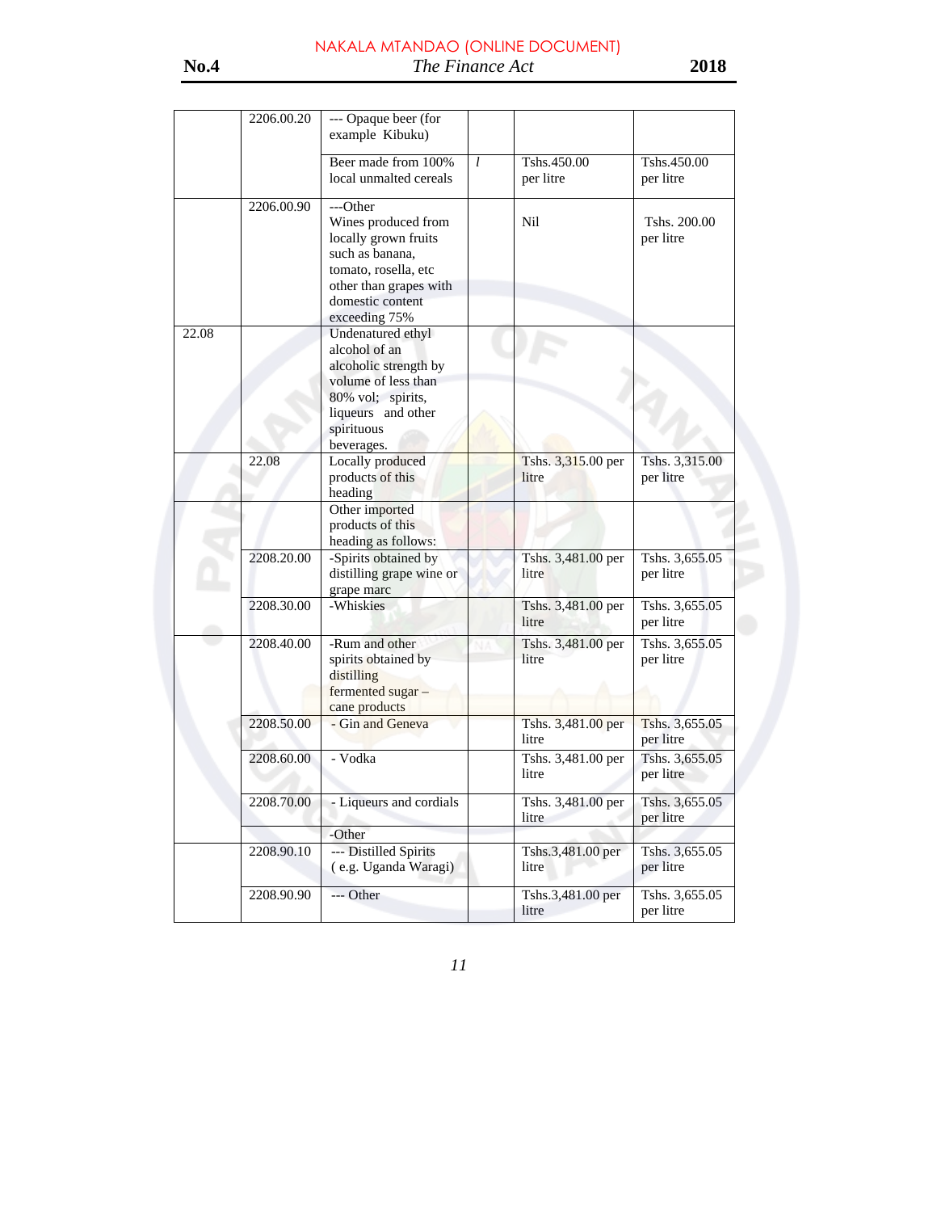| | | | | | |
|---|---|---|---|---|---|
| | 2206.00.20 | --- Opaque beer (for example Kibuku) | | | |
| | | Beer made from 100% local unmalted cereals | l | Tshs.450.00 per litre | Tshs.450.00 per litre |
| | 2206.00.90 | ---Other Wines produced from locally grown fruits such as banana, tomato, rosella, etc other than grapes with domestic content exceeding 75% | | Nil | Tshs. 200.00 per litre |
| 22.08 | | Undenatured ethyl alcohol of an alcoholic strength by volume of less than 80% vol; spirits, liqueurs and other spirituous beverages. | | | |
| | 22.08 | Locally produced products of this heading | | Tshs. 3,315.00 per litre | Tshs. 3,315.00 per litre |
| | | Other imported products of this heading as follows: | | | |
| | 2208.20.00 | -Spirits obtained by distilling grape wine or grape marc | | Tshs. 3,481.00 per litre | Tshs. 3,655.05 per litre |
| | 2208.30.00 | -Whiskies | | Tshs. 3,481.00 per litre | Tshs. 3,655.05 per litre |
| | 2208.40.00 | -Rum and other spirits obtained by distilling fermented sugar – cane products | | Tshs. 3,481.00 per litre | Tshs. 3,655.05 per litre |
| | 2208.50.00 | - Gin and Geneva | | Tshs. 3,481.00 per litre | Tshs. 3,655.05 per litre |
| | 2208.60.00 | - Vodka | | Tshs. 3,481.00 per litre | Tshs. 3,655.05 per litre |
| | 2208.70.00 | - Liqueurs and cordials | | Tshs. 3,481.00 per litre | Tshs. 3,655.05 per litre |
| | | -Other | | | |
| | 2208.90.10 | --- Distilled Spirits ( e.g. Uganda Waragi) | | Tshs.3,481.00 per litre | Tshs. 3,655.05 per litre |
| | 2208.90.90 | --- Other | | Tshs.3,481.00 per litre | Tshs. 3,655.05 per litre |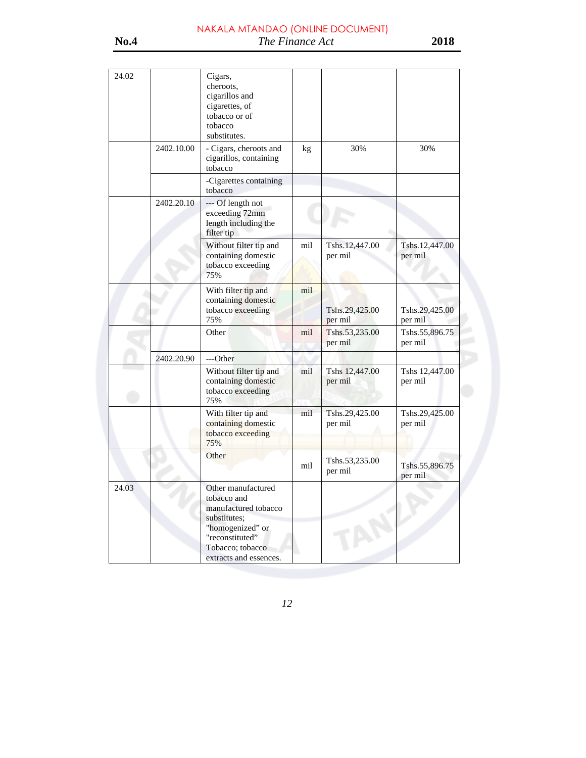| | | | | | |
|---|---|---|---|---|---|
| 24.02 | | Cigars, cheroots, cigarillos and cigarettes, of tobacco or of tobacco substitutes. | | | |
| | 2402.10.00 | - Cigars, cheroots and cigarillos, containing tobacco | kg | 30% | 30% |
| | | -Cigarettes containing tobacco | | | |
| | 2402.20.10 | --- Of length not exceeding 72mm length including the filter tip | | | |
| | | Without filter tip and containing domestic tobacco exceeding 75% | mil | Tshs.12,447.00 per mil | Tshs.12,447.00 per mil |
| | | With filter tip and containing domestic tobacco exceeding 75% | mil | Tshs.29,425.00 per mil | Tshs.29,425.00 per mil |
| | | Other | mil | Tshs.53,235.00 per mil | Tshs.55,896.75 per mil |
| | 2402.20.90 | ---Other | | | |
| | | Without filter tip and containing domestic tobacco exceeding 75% | mil | Tshs 12,447.00 per mil | Tshs 12,447.00 per mil |
| | | With filter tip and containing domestic tobacco exceeding 75% | mil | Tshs.29,425.00 per mil | Tshs.29,425.00 per mil |
| | | Other | mil | Tshs.53,235.00 per mil | Tshs.55,896.75 per mil |
| 24.03 | | Other manufactured tobacco and manufactured tobacco substitutes; "homogenized" or "reconstituted" Tobacco; tobacco extracts and essences. | | | |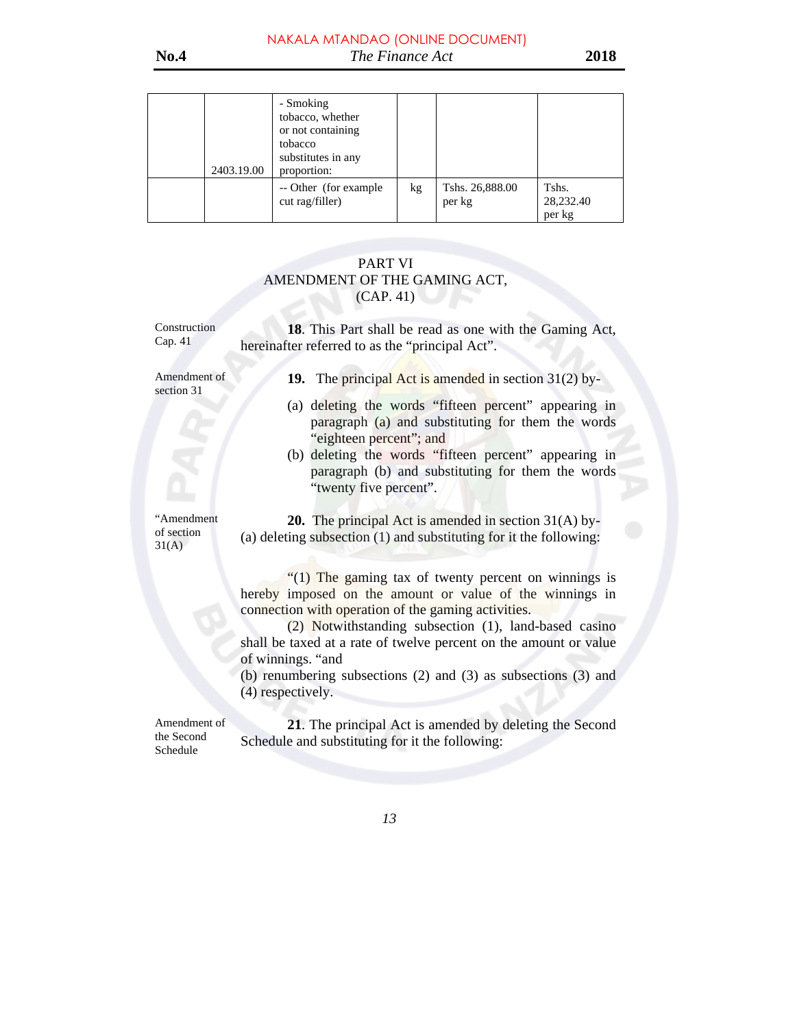| | | | | | |
|---|---|---|---|---|---|
| | 2403.19.00 | - Smoking tobacco, whether or not containing tobacco substitutes in any proportion: | | | |
| | | -- Other (for example cut rag/filler) | kg | Tshs. 26,888.00 per kg | Tshs. 28,232.40 per kg |

## PART VI
## AMENDMENT OF THE GAMING ACT, (CAP. 41)

Construction Cap. 41

**18**. This Part shall be read as one with the Gaming Act, hereinafter referred to as the "principal Act".

Amendment of section 31

**19.** The principal Act is amended in section 31(2) by-

(a) deleting the words "fifteen percent" appearing in paragraph (a) and substituting for them the words "eighteen percent"; and
(b) deleting the words "fifteen percent" appearing in paragraph (b) and substituting for them the words "twenty five percent".

"Amendment of section 31(A)

**20.** The principal Act is amended in section 31(A) by-
(a) deleting subsection (1) and substituting for it the following:

"(1) The gaming tax of twenty percent on winnings is hereby imposed on the amount or value of the winnings in connection with operation of the gaming activities.

(2) Notwithstanding subsection (1), land-based casino shall be taxed at a rate of twelve percent on the amount or value of winnings. "and
(b) renumbering subsections (2) and (3) as subsections (3) and (4) respectively.

Amendment of the Second Schedule

**21**. The principal Act is amended by deleting the Second Schedule and substituting for it the following: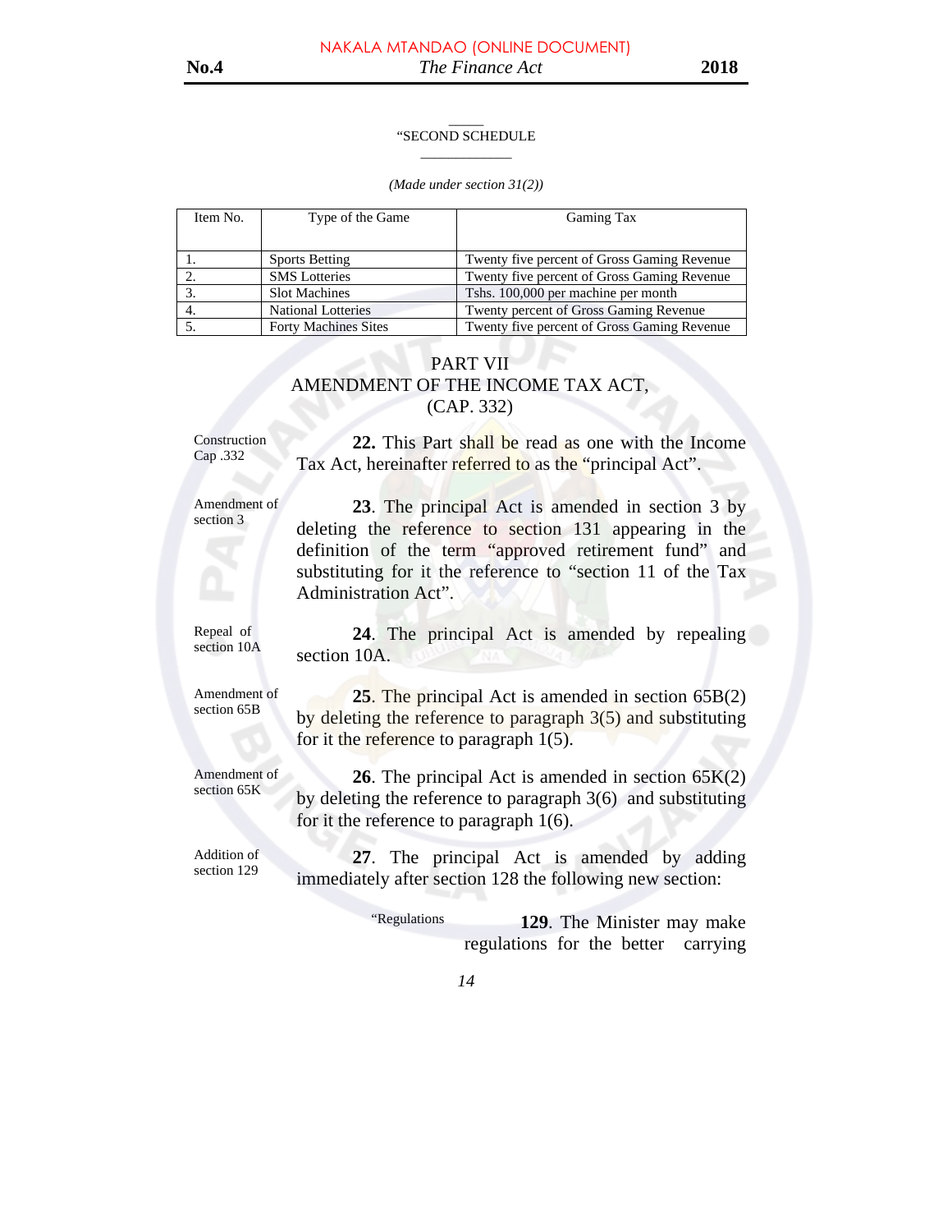"SECOND SCHEDULE

*(Made under section 31(2))*

| Item No. | Type of the Game | Gaming Tax |
|---|---|---|
| 1. | Sports Betting | Twenty five percent of Gross Gaming Revenue |
| 2. | SMS Lotteries | Twenty five percent of Gross Gaming Revenue |
| 3. | Slot Machines | Tshs. 100,000 per machine per month |
| 4. | National Lotteries | Twenty percent of Gross Gaming Revenue |
| 5. | Forty Machines Sites | Twenty five percent of Gross Gaming Revenue |

## PART VII
## AMENDMENT OF THE INCOME TAX ACT, (CAP. 332)

Construction Cap .332

**22.** This Part shall be read as one with the Income Tax Act, hereinafter referred to as the "principal Act".

Amendment of section 3

**23**. The principal Act is amended in section 3 by deleting the reference to section 131 appearing in the definition of the term "approved retirement fund" and substituting for it the reference to "section 11 of the Tax Administration Act".

Repeal of section 10A

**24**. The principal Act is amended by repealing section 10A.

Amendment of section 65B

**25**. The principal Act is amended in section 65B(2) by deleting the reference to paragraph 3(5) and substituting for it the reference to paragraph 1(5).

Amendment of section 65K

**26**. The principal Act is amended in section 65K(2) by deleting the reference to paragraph 3(6) and substituting for it the reference to paragraph 1(6).

Addition of section 129

**27**. The principal Act is amended by adding immediately after section 128 the following new section:

"Regulations

**129**. The Minister may make regulations for the better carrying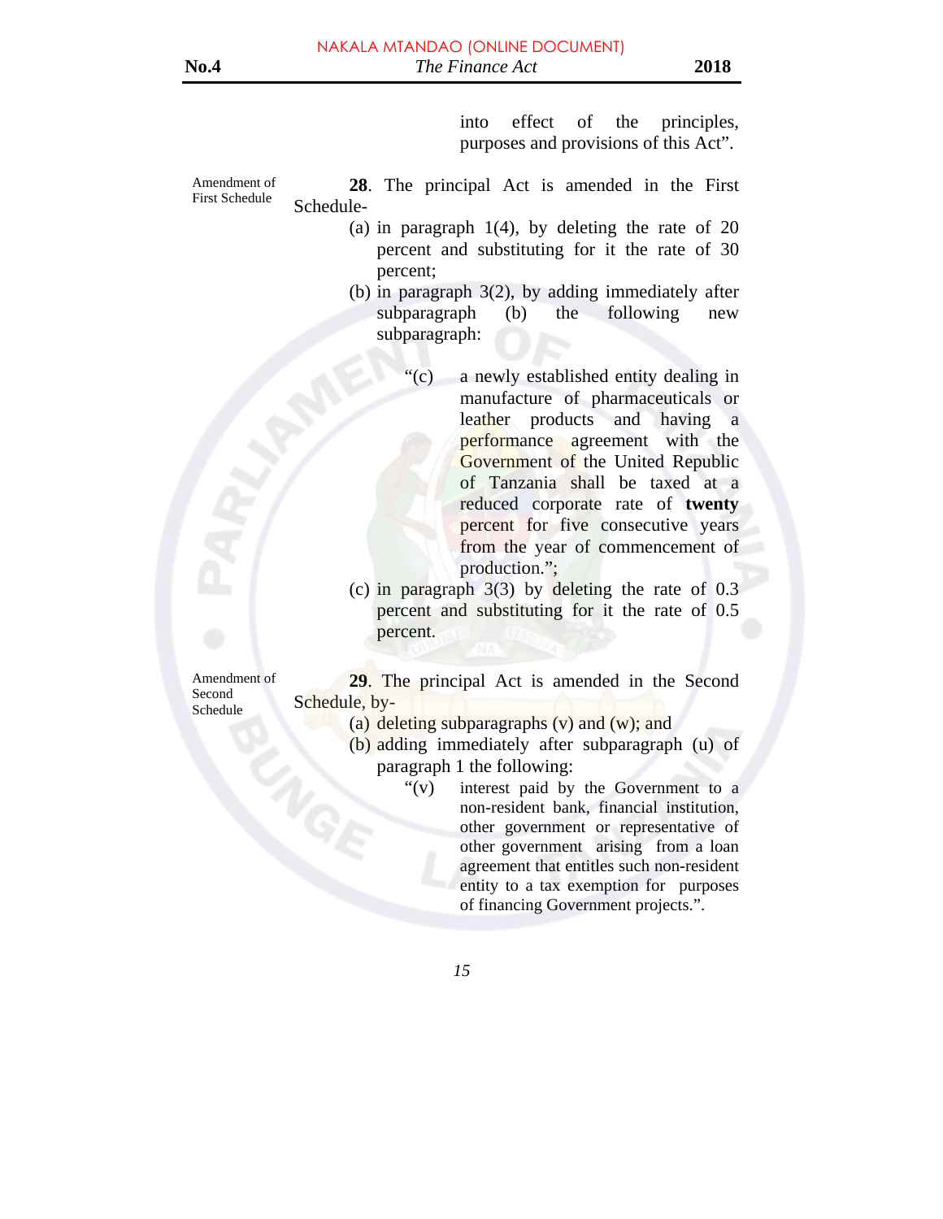into effect of the principles, purposes and provisions of this Act".

Amendment of First Schedule

**28**. The principal Act is amended in the First Schedule-

(a) in paragraph 1(4), by deleting the rate of 20 percent and substituting for it the rate of 30 percent;

(b) in paragraph 3(2), by adding immediately after subparagraph (b) the following new subparagraph:

"(c) a newly established entity dealing in manufacture of pharmaceuticals or leather products and having a performance agreement with the Government of the United Republic of Tanzania shall be taxed at a reduced corporate rate of **twenty** percent for five consecutive years from the year of commencement of production.";

(c) in paragraph 3(3) by deleting the rate of 0.3 percent and substituting for it the rate of 0.5 percent.

Amendment of Second Schedule

**29**. The principal Act is amended in the Second Schedule, by-

(a) deleting subparagraphs (v) and (w); and

(b) adding immediately after subparagraph (u) of paragraph 1 the following:

"(v) interest paid by the Government to a non-resident bank, financial institution, other government or representative of other government arising from a loan agreement that entitles such non-resident entity to a tax exemption for purposes of financing Government projects.".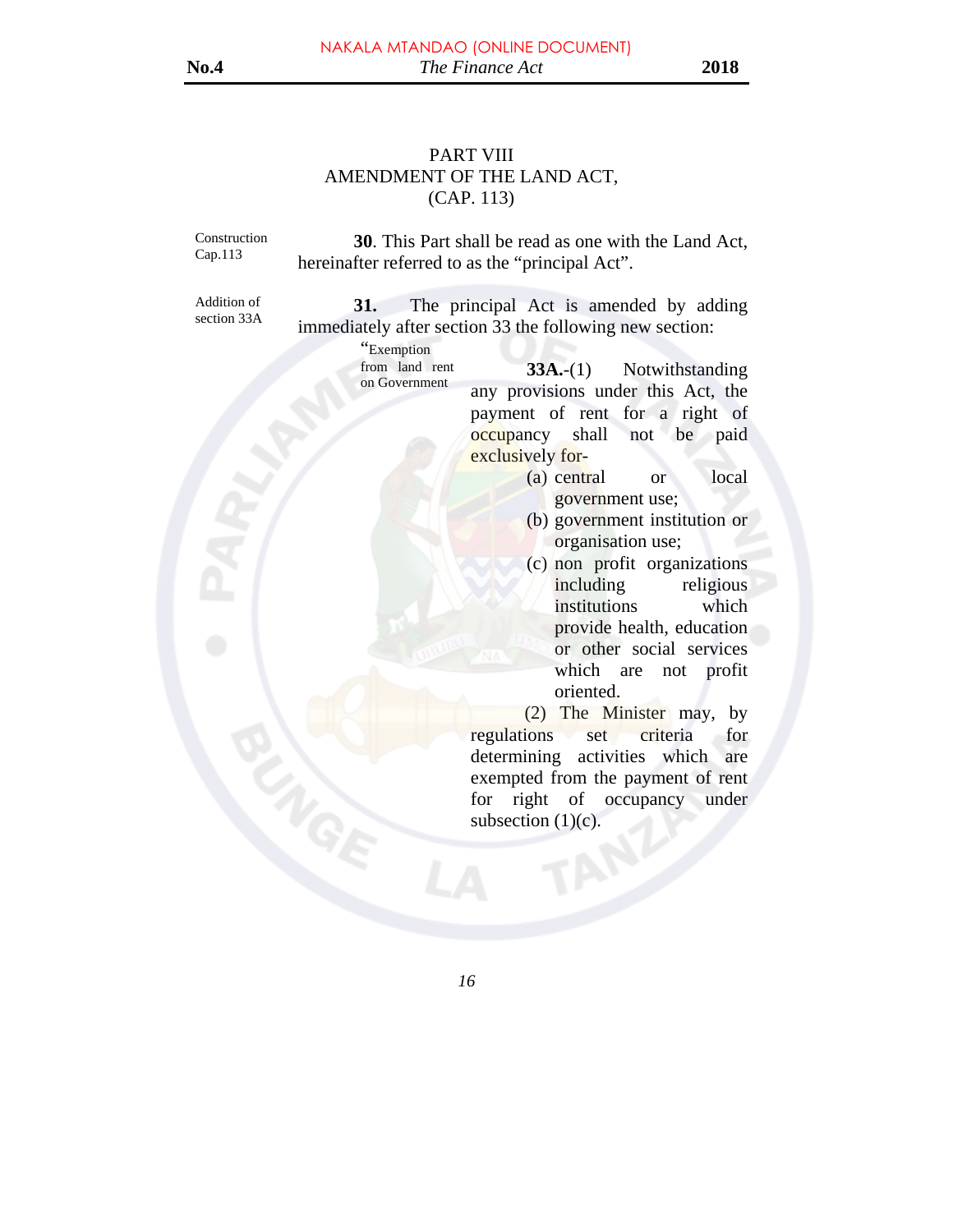## PART VIII
## AMENDMENT OF THE LAND ACT, (CAP. 113)

Construction Cap.113

**30**. This Part shall be read as one with the Land Act, hereinafter referred to as the "principal Act".

Addition of section 33A

**31.** The principal Act is amended by adding immediately after section 33 the following new section:

"Exemption from land rent on Government

**33A.**-(1) Notwithstanding any provisions under this Act, the payment of rent for a right of occupancy shall not be paid exclusively for-

(a) central or local government use;

(b) government institution or organisation use;

(c) non profit organizations including religious institutions which provide health, education or other social services which are not profit oriented.

(2) The Minister may, by regulations set criteria for determining activities which are exempted from the payment of rent for right of occupancy under subsection (1)(c).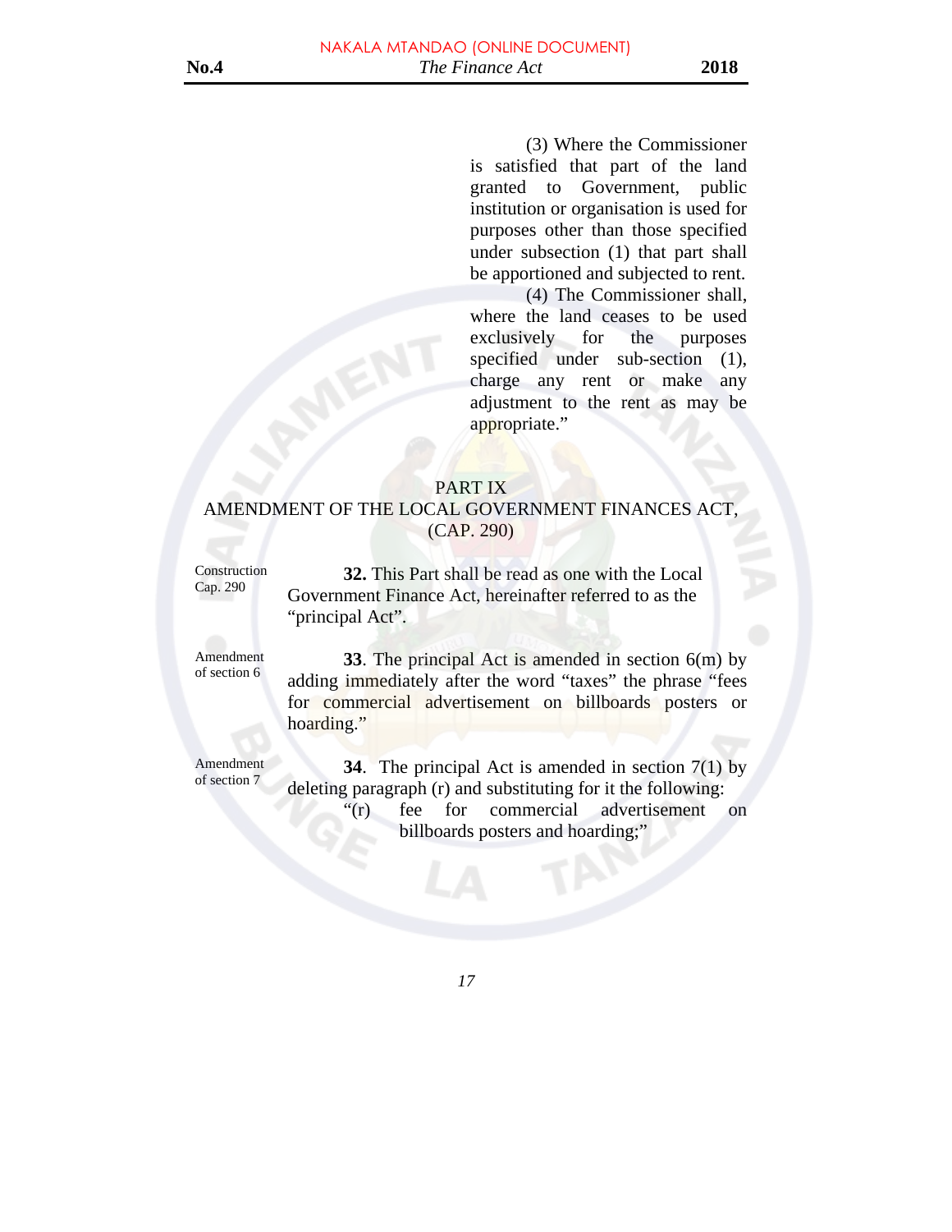(3) Where the Commissioner is satisfied that part of the land granted to Government, public institution or organisation is used for purposes other than those specified under subsection (1) that part shall be apportioned and subjected to rent.

(4) The Commissioner shall, where the land ceases to be used exclusively for the purposes specified under sub-section (1), charge any rent or make any adjustment to the rent as may be appropriate."

## PART IX
## AMENDMENT OF THE LOCAL GOVERNMENT FINANCES ACT, (CAP. 290)

Construction
Cap. 290

**32.** This Part shall be read as one with the Local Government Finance Act, hereinafter referred to as the "principal Act".

Amendment of section 6

**33**. The principal Act is amended in section 6(m) by adding immediately after the word "taxes" the phrase "fees for commercial advertisement on billboards posters or hoarding."

Amendment of section 7

**34**. The principal Act is amended in section 7(1) by deleting paragraph (r) and substituting for it the following:

"(r) fee for commercial advertisement on billboards posters and hoarding;"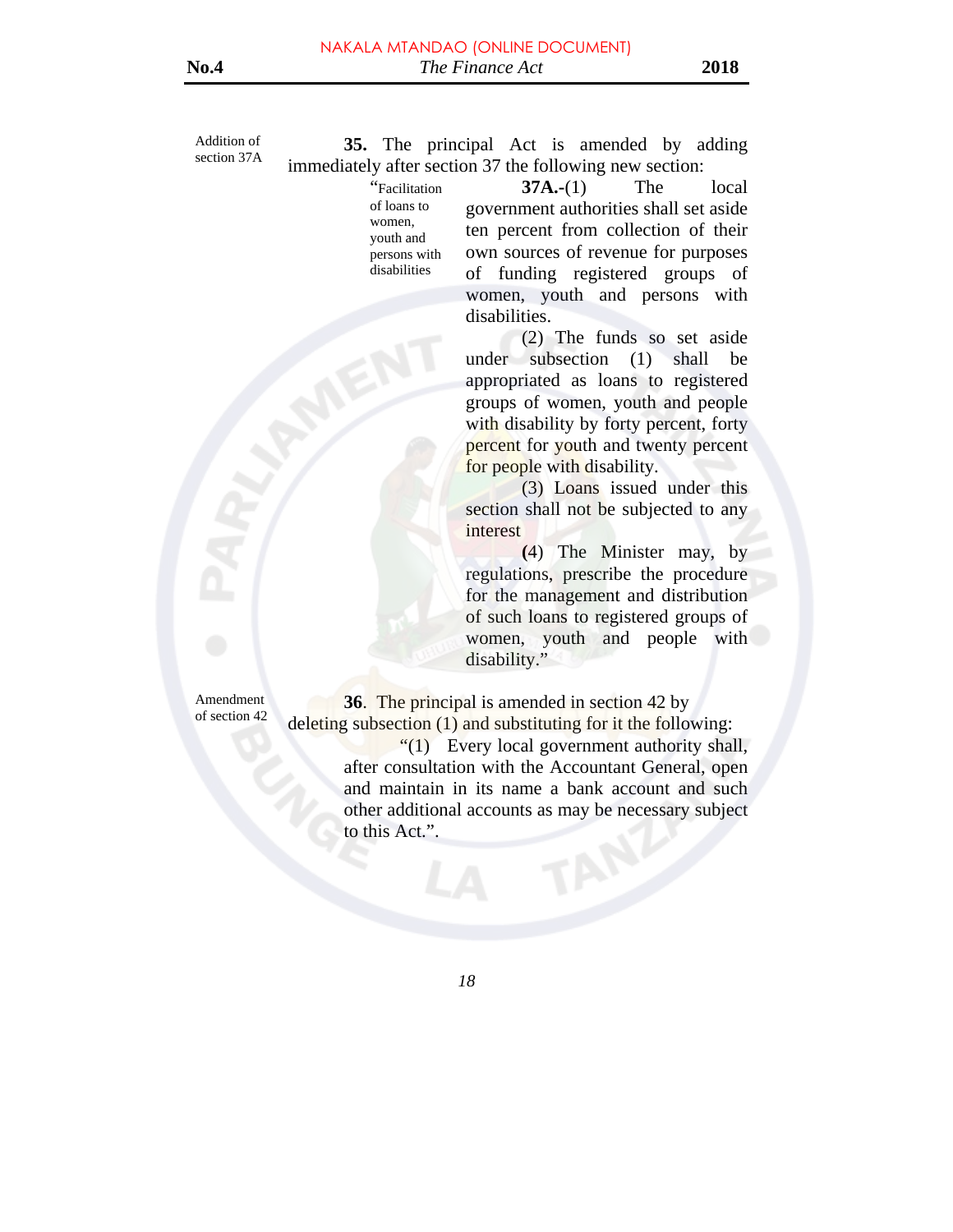Addition of section 37A

**35.** The principal Act is amended by adding immediately after section 37 the following new section:

"Facilitation of loans to women, youth and persons with disabilities

**37A.**-(1) The local government authorities shall set aside ten percent from collection of their own sources of revenue for purposes of funding registered groups of women, youth and persons with disabilities.

(2) The funds so set aside under subsection (1) shall be appropriated as loans to registered groups of women, youth and people with disability by forty percent, forty percent for youth and twenty percent for people with disability.

(3) Loans issued under this section shall not be subjected to any interest

**(**4) The Minister may, by regulations, prescribe the procedure for the management and distribution of such loans to registered groups of women, youth and people with disability."

Amendment of section 42

**36**. The principal is amended in section 42 by deleting subsection (1) and substituting for it the following:

"(1) Every local government authority shall, after consultation with the Accountant General, open and maintain in its name a bank account and such other additional accounts as may be necessary subject to this Act.".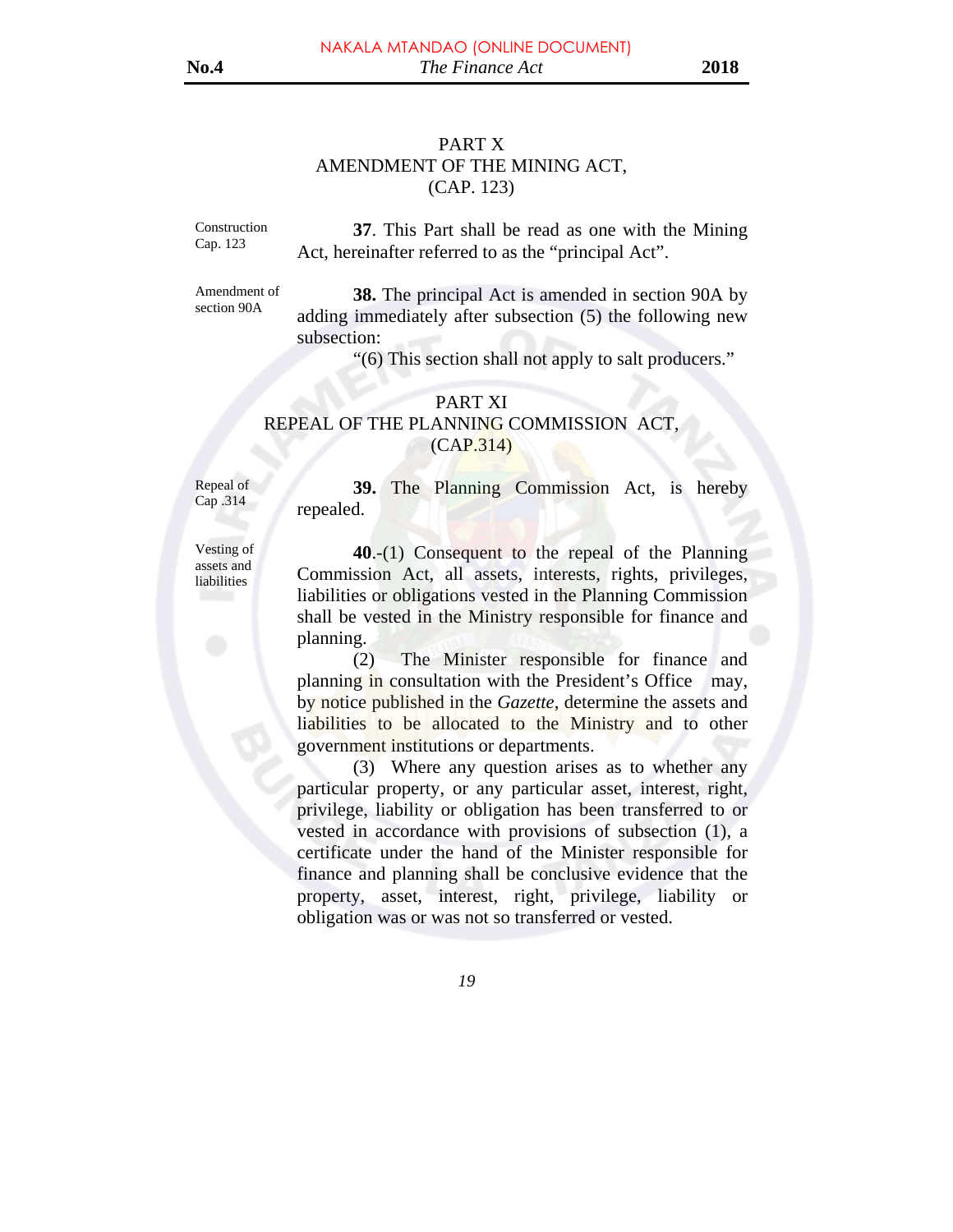## PART X
## AMENDMENT OF THE MINING ACT, (CAP. 123)

Construction Cap. 123

**37**. This Part shall be read as one with the Mining Act, hereinafter referred to as the "principal Act".

Amendment of section 90A

**38.** The principal Act is amended in section 90A by adding immediately after subsection (5) the following new subsection:

"(6) This section shall not apply to salt producers."

## PART XI
## REPEAL OF THE PLANNING COMMISSION ACT, (CAP.314)

Repeal of Cap .314

**39.** The Planning Commission Act, is hereby repealed.

Vesting of assets and liabilities

**40**.-(1) Consequent to the repeal of the Planning Commission Act, all assets, interests, rights, privileges, liabilities or obligations vested in the Planning Commission shall be vested in the Ministry responsible for finance and planning.

(2) The Minister responsible for finance and planning in consultation with the President's Office may, by notice published in the *Gazette*, determine the assets and liabilities to be allocated to the Ministry and to other government institutions or departments.

(3) Where any question arises as to whether any particular property, or any particular asset, interest, right, privilege, liability or obligation has been transferred to or vested in accordance with provisions of subsection (1), a certificate under the hand of the Minister responsible for finance and planning shall be conclusive evidence that the property, asset, interest, right, privilege, liability or obligation was or was not so transferred or vested.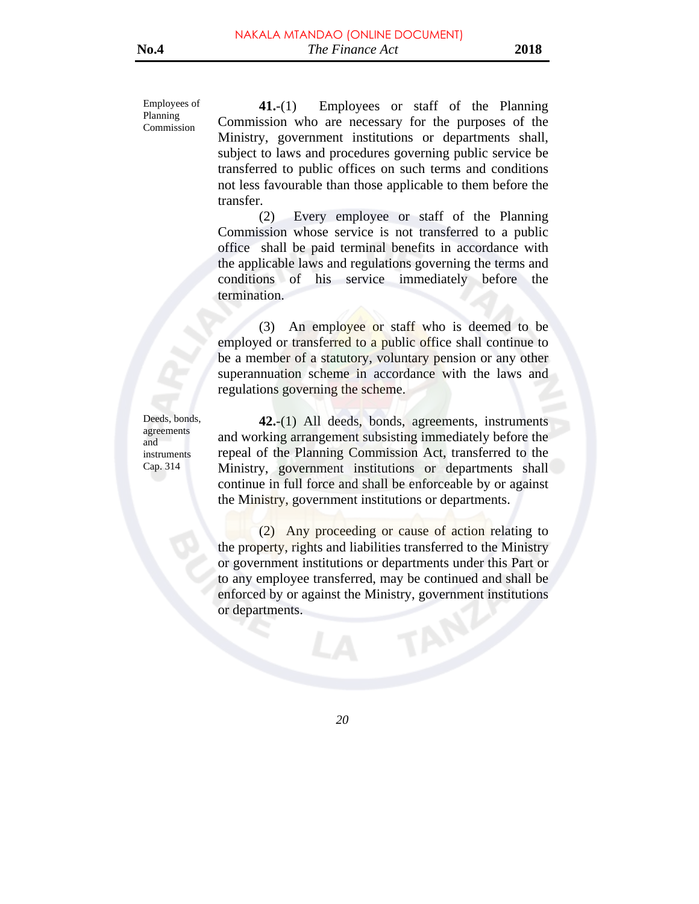Employees of Planning Commission

**41.**-(1) Employees or staff of the Planning Commission who are necessary for the purposes of the Ministry, government institutions or departments shall, subject to laws and procedures governing public service be transferred to public offices on such terms and conditions not less favourable than those applicable to them before the transfer.

(2) Every employee or staff of the Planning Commission whose service is not transferred to a public office shall be paid terminal benefits in accordance with the applicable laws and regulations governing the terms and conditions of his service immediately before the termination.

(3) An employee or staff who is deemed to be employed or transferred to a public office shall continue to be a member of a statutory, voluntary pension or any other superannuation scheme in accordance with the laws and regulations governing the scheme.

Deeds, bonds, agreements and instruments Cap. 314

**42.**-(1) All deeds, bonds, agreements, instruments and working arrangement subsisting immediately before the repeal of the Planning Commission Act, transferred to the Ministry, government institutions or departments shall continue in full force and shall be enforceable by or against the Ministry, government institutions or departments.

(2) Any proceeding or cause of action relating to the property, rights and liabilities transferred to the Ministry or government institutions or departments under this Part or to any employee transferred, may be continued and shall be enforced by or against the Ministry, government institutions or departments.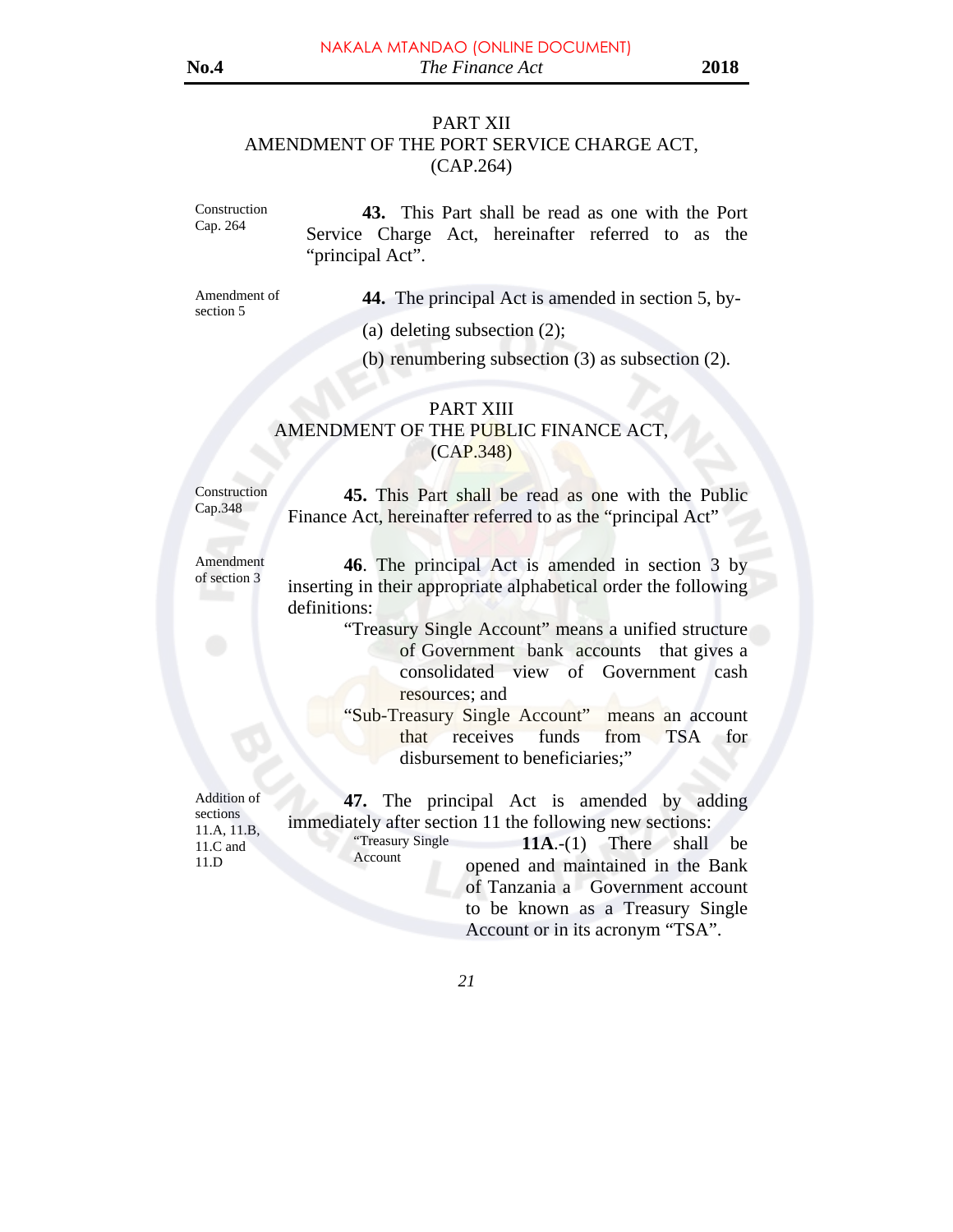## PART XII
## AMENDMENT OF THE PORT SERVICE CHARGE ACT, (CAP.264)

Construction Cap. 264

**43.** This Part shall be read as one with the Port Service Charge Act, hereinafter referred to as the "principal Act".

Amendment of section 5

**44.** The principal Act is amended in section 5, by-

(a) deleting subsection (2);

(b) renumbering subsection (3) as subsection (2).

## PART XIII
## AMENDMENT OF THE PUBLIC FINANCE ACT, (CAP.348)

Construction Cap.348

**45.** This Part shall be read as one with the Public Finance Act, hereinafter referred to as the "principal Act"

Amendment of section 3

**46**. The principal Act is amended in section 3 by inserting in their appropriate alphabetical order the following definitions:

"Treasury Single Account" means a unified structure of Government bank accounts that gives a consolidated view of Government cash resources; and

"Sub-Treasury Single Account" means an account that receives funds from TSA for disbursement to beneficiaries;"

Addition of sections 11.A, 11.B, 11.C and 11.D

**47.** The principal Act is amended by adding immediately after section 11 the following new sections:

"Treasury Single Account

**11A.**-(1) There shall be opened and maintained in the Bank of Tanzania a Government account to be known as a Treasury Single Account or in its acronym "TSA".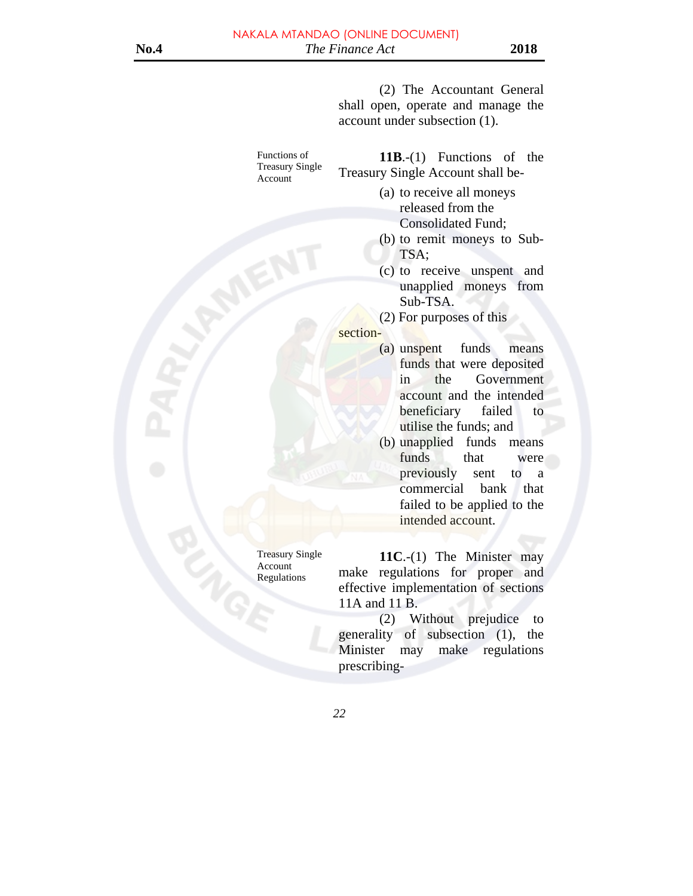(2) The Accountant General shall open, operate and manage the account under subsection (1).

Functions of Treasury Single Account

**11B**.-(1) Functions of the Treasury Single Account shall be-

(a) to receive all moneys released from the Consolidated Fund;

(b) to remit moneys to Sub-TSA;

(c) to receive unspent and unapplied moneys from Sub-TSA.

(2) For purposes of this section-

(a) unspent funds means funds that were deposited in the Government account and the intended beneficiary failed to utilise the funds; and

(b) unapplied funds means funds that were previously sent to a commercial bank that failed to be applied to the intended account.

Treasury Single Account Regulations

**11C**.-(1) The Minister may make regulations for proper and effective implementation of sections 11A and 11 B.

(2) Without prejudice to generality of subsection (1), the Minister may make regulations prescribing-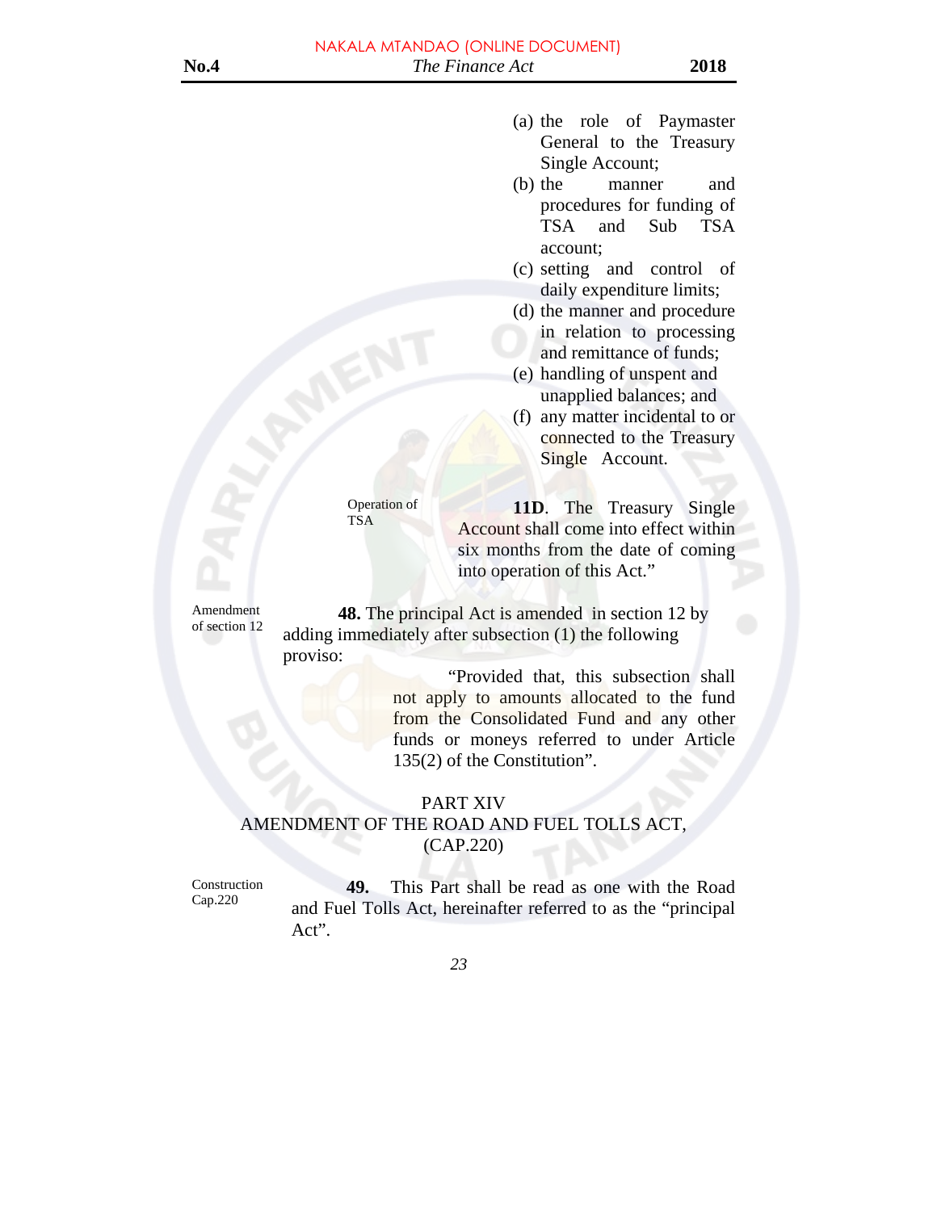(a) the role of Paymaster General to the Treasury Single Account;

(b) the manner and procedures for funding of TSA and Sub TSA account;

(c) setting and control of daily expenditure limits;

(d) the manner and procedure in relation to processing and remittance of funds;

(e) handling of unspent and unapplied balances; and

(f) any matter incidental to or connected to the Treasury Single Account.

Operation of TSA

**11D**. The Treasury Single Account shall come into effect within six months from the date of coming into operation of this Act."

Amendment of section 12

**48.** The principal Act is amended in section 12 by adding immediately after subsection (1) the following proviso:

"Provided that, this subsection shall not apply to amounts allocated to the fund from the Consolidated Fund and any other funds or moneys referred to under Article 135(2) of the Constitution".

## PART XIV
## AMENDMENT OF THE ROAD AND FUEL TOLLS ACT, (CAP.220)

Construction Cap.220

**49.** This Part shall be read as one with the Road and Fuel Tolls Act, hereinafter referred to as the "principal Act".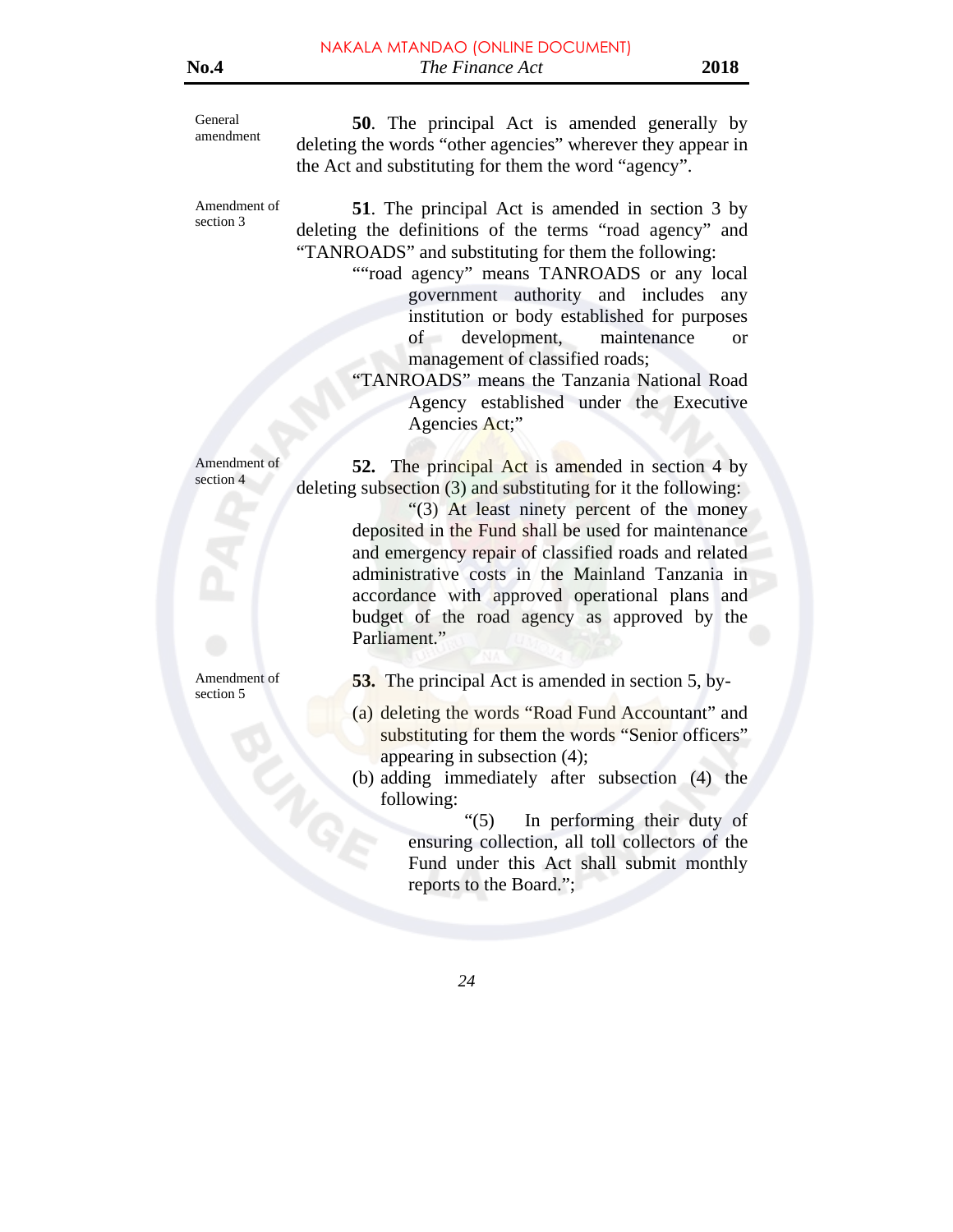General amendment

**50**. The principal Act is amended generally by deleting the words "other agencies" wherever they appear in the Act and substituting for them the word "agency".

Amendment of section 3

**51**. The principal Act is amended in section 3 by deleting the definitions of the terms "road agency" and "TANROADS" and substituting for them the following:

""road agency" means TANROADS or any local government authority and includes any institution or body established for purposes of development, maintenance or management of classified roads;

"TANROADS" means the Tanzania National Road Agency established under the Executive Agencies Act;"

Amendment of section 4

**52.** The principal Act is amended in section 4 by deleting subsection (3) and substituting for it the following:

"(3) At least ninety percent of the money deposited in the Fund shall be used for maintenance and emergency repair of classified roads and related administrative costs in the Mainland Tanzania in accordance with approved operational plans and budget of the road agency as approved by the Parliament."

Amendment of section 5

**53.** The principal Act is amended in section 5, by-

(a) deleting the words "Road Fund Accountant" and substituting for them the words "Senior officers" appearing in subsection (4);

(b) adding immediately after subsection (4) the following:

"(5) In performing their duty of ensuring collection, all toll collectors of the Fund under this Act shall submit monthly reports to the Board.";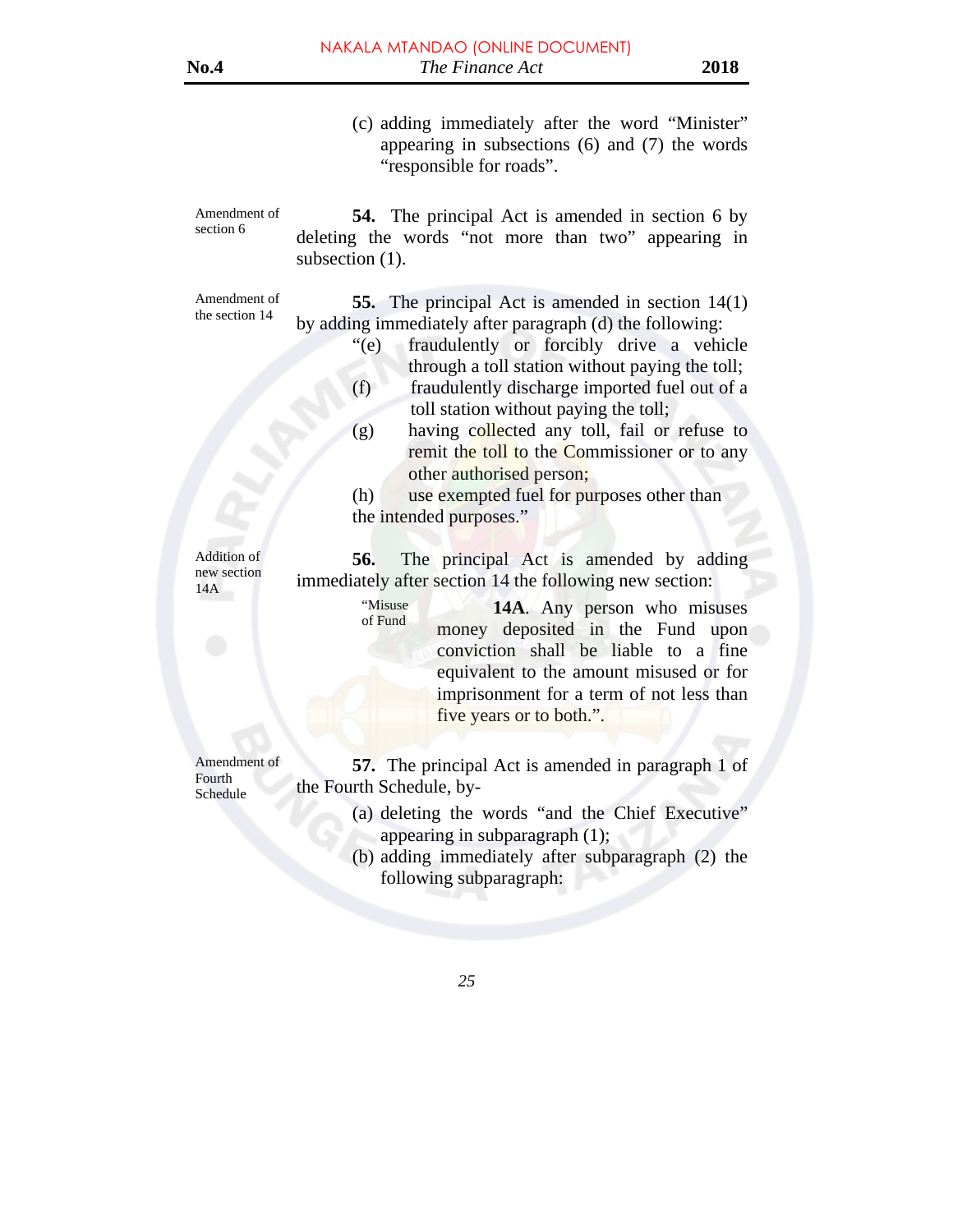(c) adding immediately after the word "Minister" appearing in subsections (6) and (7) the words "responsible for roads".

Amendment of section 6

**54.** The principal Act is amended in section 6 by deleting the words "not more than two" appearing in subsection (1).

Amendment of the section 14

**55.** The principal Act is amended in section 14(1) by adding immediately after paragraph (d) the following:

"(e) fraudulently or forcibly drive a vehicle through a toll station without paying the toll;

(f) fraudulently discharge imported fuel out of a toll station without paying the toll;

(g) having collected any toll, fail or refuse to remit the toll to the Commissioner or to any other authorised person;

(h) use exempted fuel for purposes other than the intended purposes."

Addition of new section 14A

**56.** The principal Act is amended by adding immediately after section 14 the following new section:

"Misuse of Fund

**14A**. Any person who misuses money deposited in the Fund upon conviction shall be liable to a fine equivalent to the amount misused or for imprisonment for a term of not less than five years or to both.".

Amendment of Fourth Schedule

**57.** The principal Act is amended in paragraph 1 of the Fourth Schedule, by-

(a) deleting the words "and the Chief Executive" appearing in subparagraph (1);

(b) adding immediately after subparagraph (2) the following subparagraph: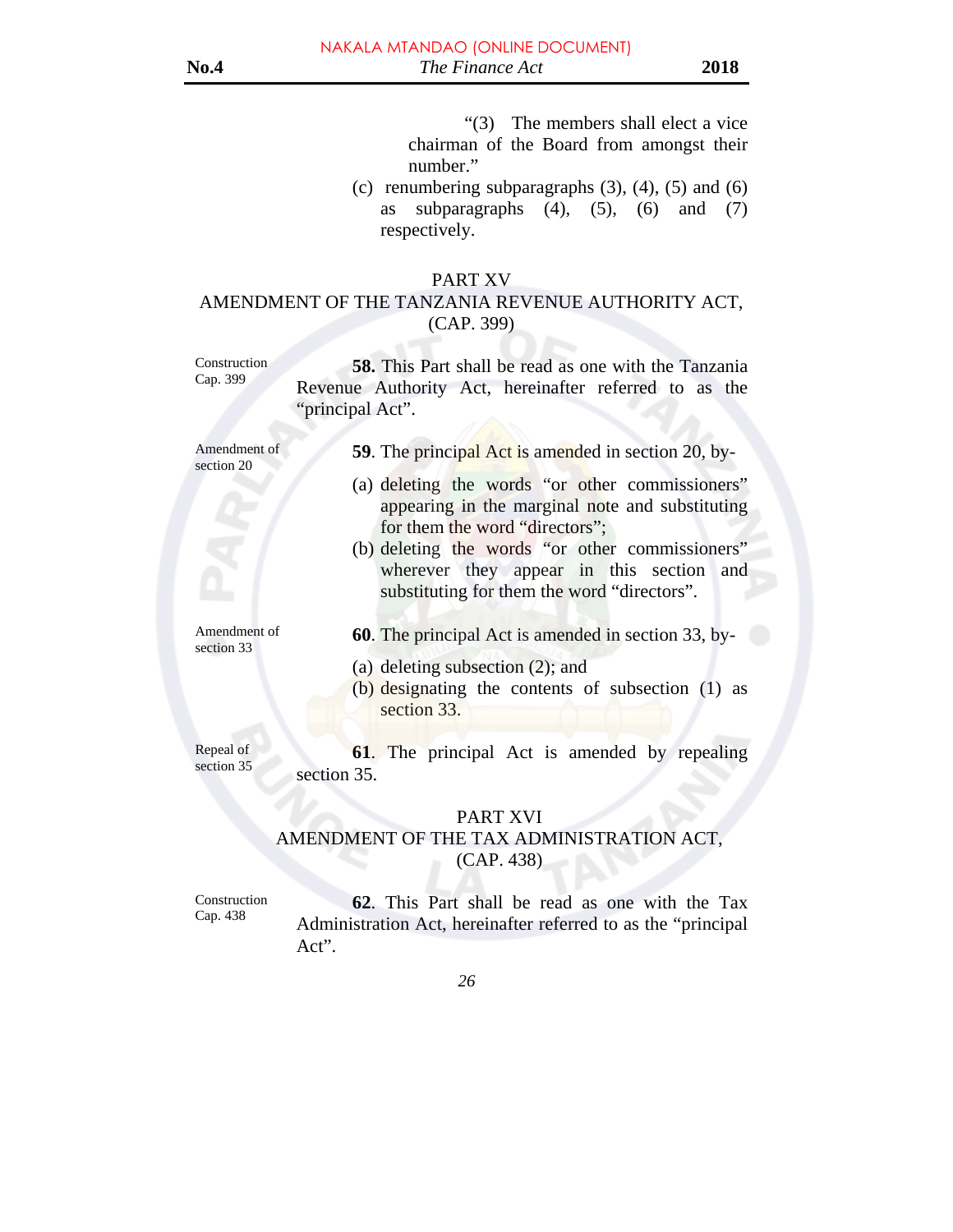"(3) The members shall elect a vice chairman of the Board from amongst their number."

(c) renumbering subparagraphs (3), (4), (5) and (6) as subparagraphs (4), (5), (6) and (7) respectively.

## PART XV
## AMENDMENT OF THE TANZANIA REVENUE AUTHORITY ACT, (CAP. 399)

Construction Cap. 399

**58.** This Part shall be read as one with the Tanzania Revenue Authority Act, hereinafter referred to as the "principal Act".

Amendment of section 20

**59**. The principal Act is amended in section 20, by-

(a) deleting the words "or other commissioners" appearing in the marginal note and substituting for them the word "directors";
(b) deleting the words "or other commissioners" wherever they appear in this section and substituting for them the word "directors".

Amendment of section 33

**60**. The principal Act is amended in section 33, by-

(a) deleting subsection (2); and
(b) designating the contents of subsection (1) as section 33.

Repeal of section 35

**61**. The principal Act is amended by repealing section 35.

## PART XVI
## AMENDMENT OF THE TAX ADMINISTRATION ACT, (CAP. 438)

Construction Cap. 438

**62**. This Part shall be read as one with the Tax Administration Act, hereinafter referred to as the "principal Act".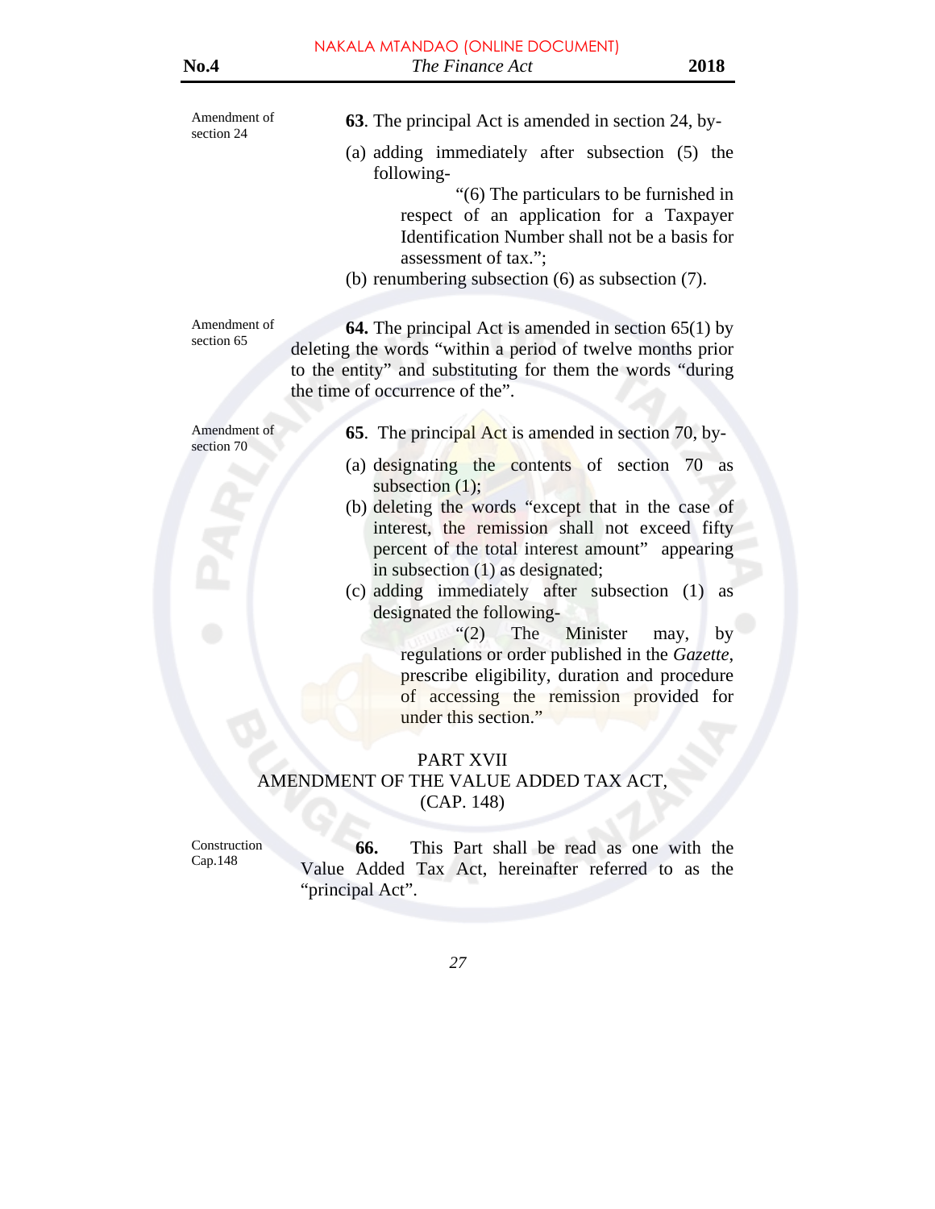Amendment of section 24

**63**. The principal Act is amended in section 24, by-

(a) adding immediately after subsection (5) the following-

> "(6) The particulars to be furnished in respect of an application for a Taxpayer Identification Number shall not be a basis for assessment of tax.";

(b) renumbering subsection (6) as subsection (7).

Amendment of section 65

**64.** The principal Act is amended in section 65(1) by deleting the words "within a period of twelve months prior to the entity" and substituting for them the words "during the time of occurrence of the".

Amendment of section 70

**65**. The principal Act is amended in section 70, by-

(a) designating the contents of section 70 as subsection (1);

(b) deleting the words "except that in the case of interest, the remission shall not exceed fifty percent of the total interest amount" appearing in subsection (1) as designated;

(c) adding immediately after subsection (1) as designated the following-

> "(2) The Minister may, by regulations or order published in the *Gazette*, prescribe eligibility, duration and procedure of accessing the remission provided for under this section."

## PART XVII
## AMENDMENT OF THE VALUE ADDED TAX ACT, (CAP. 148)

Construction Cap.148

**66.** This Part shall be read as one with the Value Added Tax Act, hereinafter referred to as the "principal Act".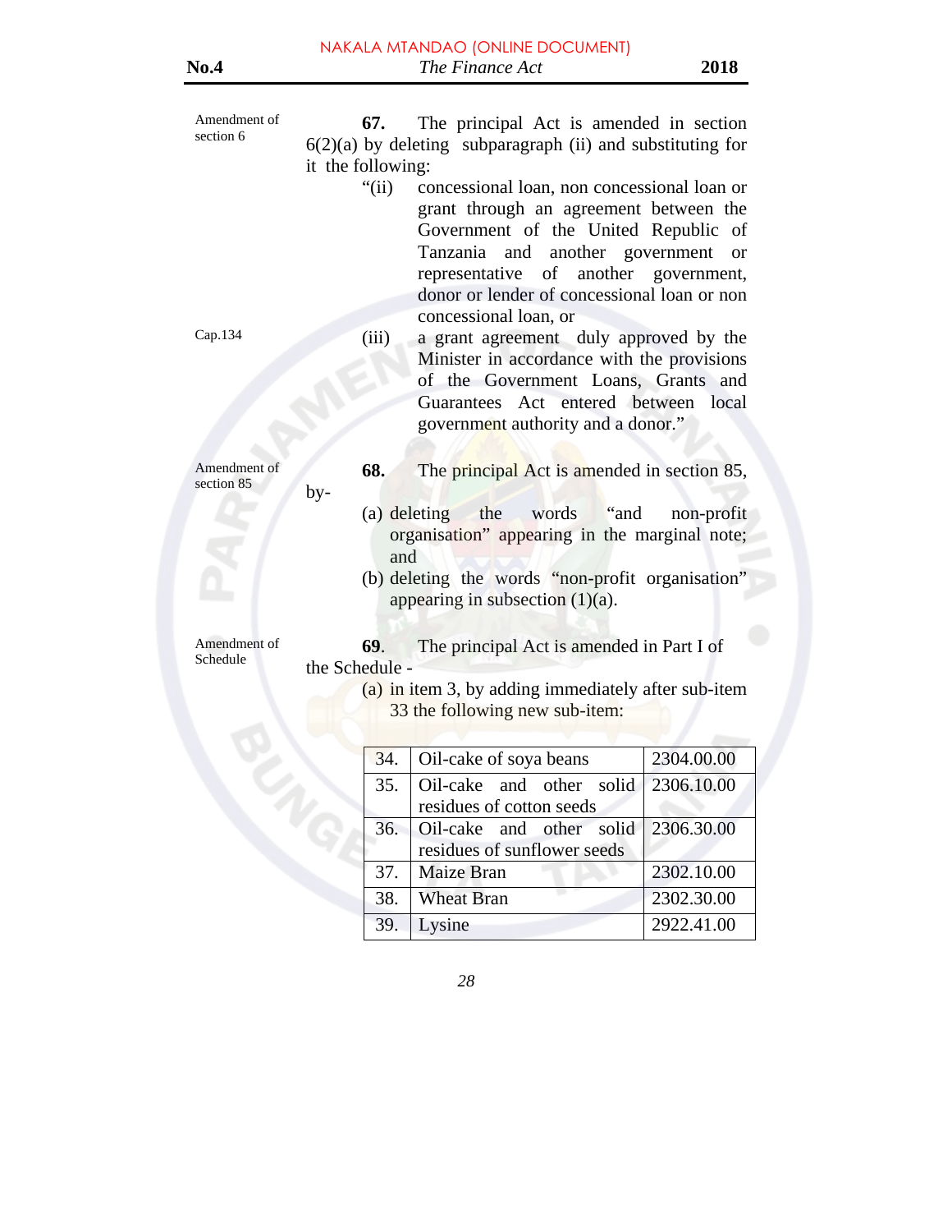Amendment of section 6

**67.** The principal Act is amended in section 6(2)(a) by deleting subparagraph (ii) and substituting for it the following:

"(ii) concessional loan, non concessional loan or grant through an agreement between the Government of the United Republic of Tanzania and another government or representative of another government, donor or lender of concessional loan or non concessional loan, or

Cap.134

(iii) a grant agreement duly approved by the Minister in accordance with the provisions of the Government Loans, Grants and Guarantees Act entered between local government authority and a donor."

Amendment of section 85

**68.** The principal Act is amended in section 85, by-

(a) deleting the words "and non-profit organisation" appearing in the marginal note; and

(b) deleting the words "non-profit organisation" appearing in subsection (1)(a).

Amendment of Schedule

**69**. The principal Act is amended in Part I of the Schedule -

(a) in item 3, by adding immediately after sub-item 33 the following new sub-item:

| | | |
|---|---|---|
| 34. | Oil-cake of soya beans | 2304.00.00 |
| 35. | Oil-cake and other solid residues of cotton seeds | 2306.10.00 |
| 36. | Oil-cake and other solid residues of sunflower seeds | 2306.30.00 |
| 37. | Maize Bran | 2302.10.00 |
| 38. | Wheat Bran | 2302.30.00 |
| 39. | Lysine | 2922.41.00 |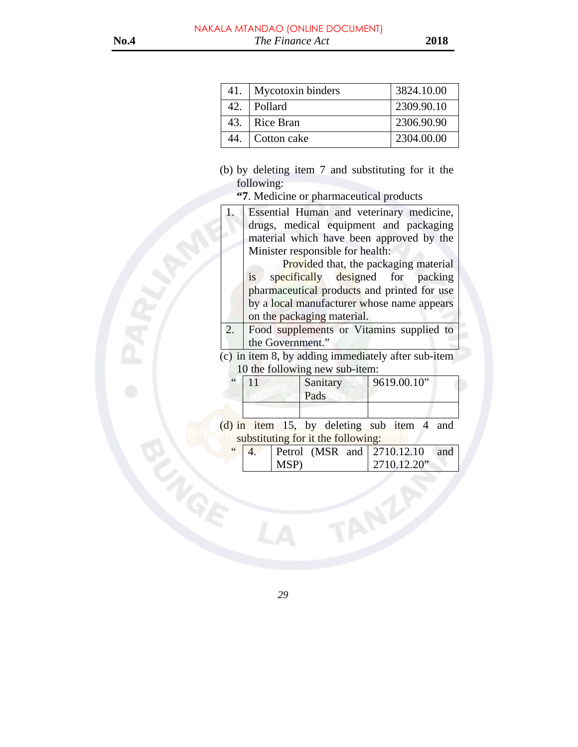| | | |
|---|---|---|
| 41. | Mycotoxin binders | 3824.10.00 |
| 42. | Pollard | 2309.90.10 |
| 43. | Rice Bran | 2306.90.90 |
| 44. | Cotton cake | 2304.00.00 |

(b) by deleting item 7 and substituting for it the following:

"**7**. Medicine or pharmaceutical products

| | |
|---|---|
| 1. | Essential Human and veterinary medicine, drugs, medical equipment and packaging material which have been approved by the Minister responsible for health: Provided that, the packaging material is specifically designed for packing pharmaceutical products and printed for use by a local manufacturer whose name appears on the packaging material. |
| 2. | Food supplements or Vitamins supplied to the Government." |

(c) in item 8, by adding immediately after sub-item 10 the following new sub-item:

| | | |
|---|---|---|
| " 11 | Sanitary Pads | 9619.00.10" |
| | | |

(d) in item 15, by deleting sub item 4 and substituting for it the following:

| | | |
|---|---|---|
| " 4. | Petrol (MSR and MSP) | 2710.12.10 and 2710.12.20" |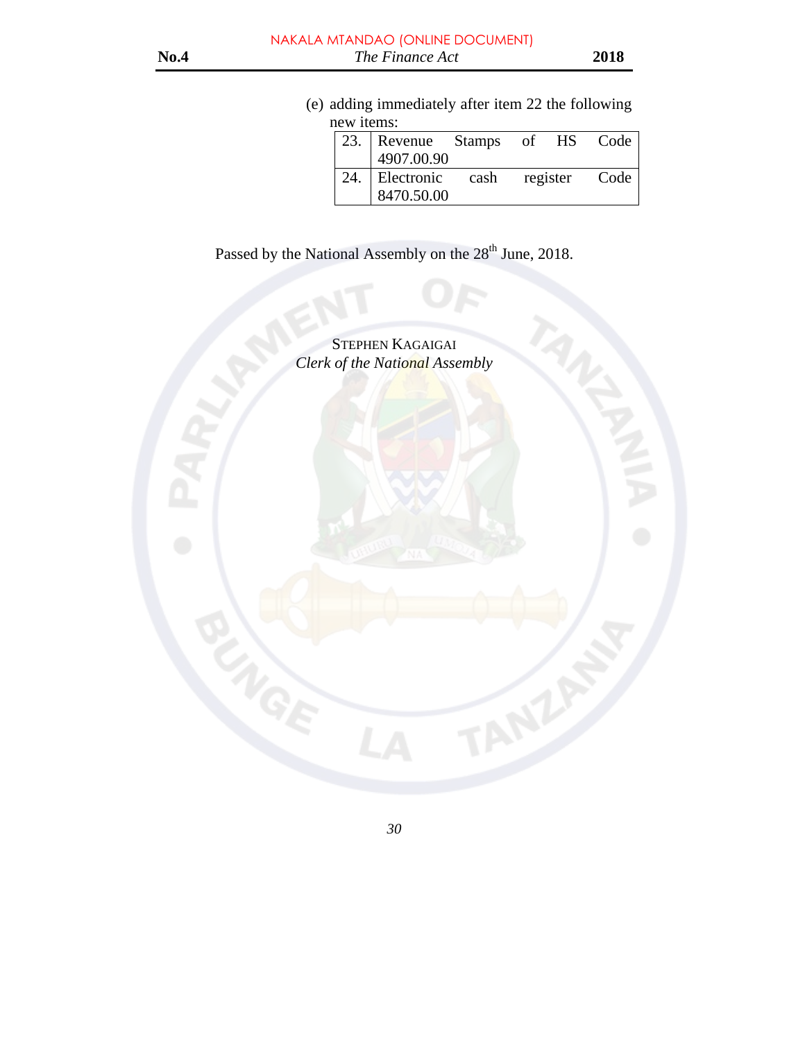(e) adding immediately after item 22 the following new items:

| | |
|---|---|
| 23. | Revenue Stamps of HS Code 4907.00.90 |
| 24. | Electronic cash register Code 8470.50.00 |

Passed by the National Assembly on the 28th June, 2018.

STEPHEN KAGAIGAI
*Clerk of the National Assembly*